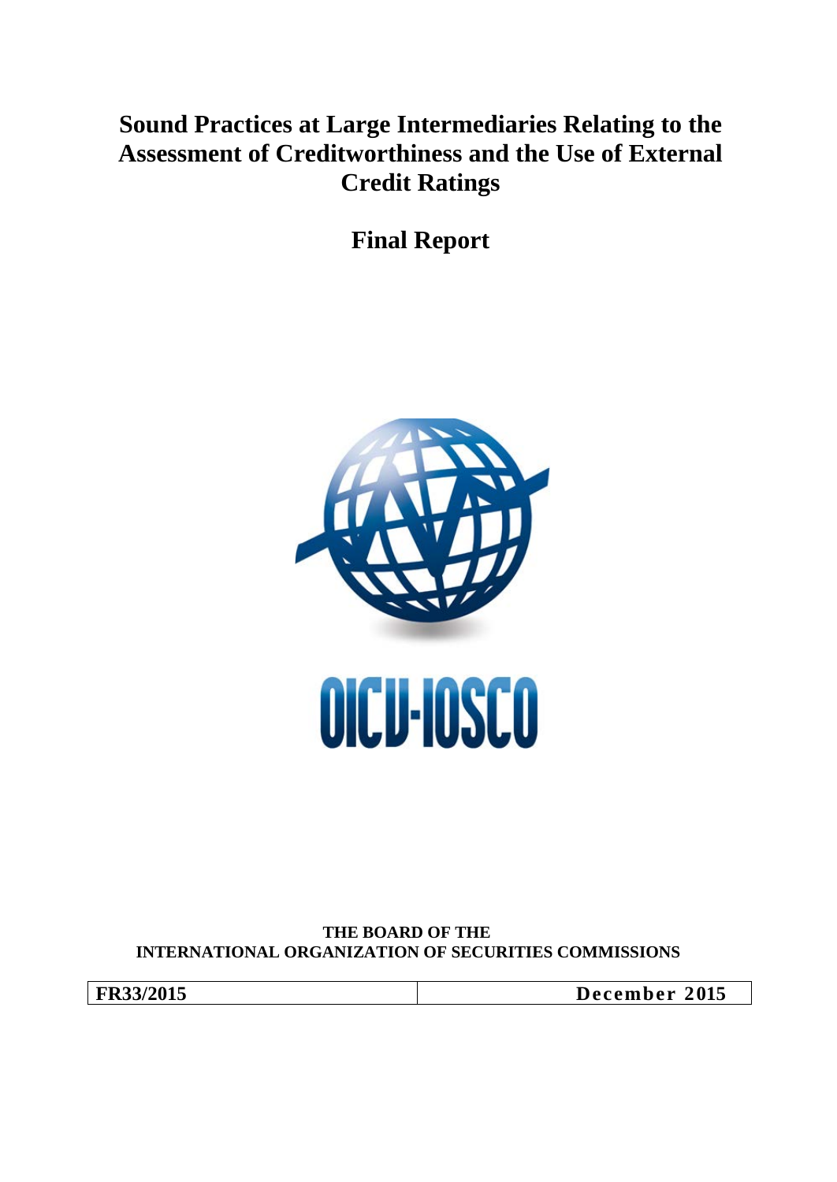# Sound Practices at Large Intermediaries Relating to the Assessment of Creditworthiness and the Use of External Credit Ratings

## Final Report

OICU-IOSCO

**THE BOARD OF THE**
**INTERNATIONAL ORGANIZATION OF SECURITIES COMMISSIONS**

| FR33/2015 | December 2015 |
|---|---|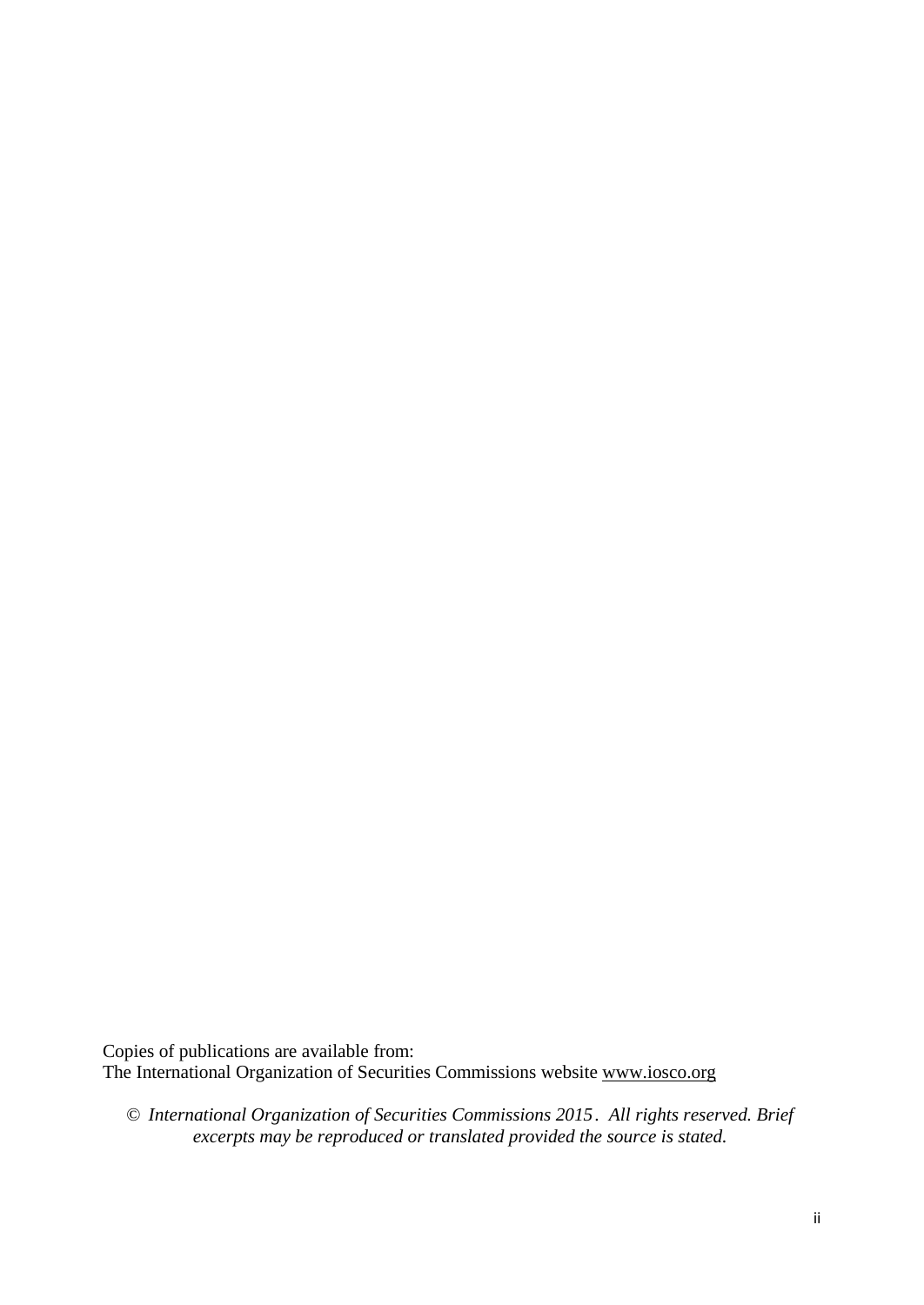Copies of publications are available from:
The International Organization of Securities Commissions website www.iosco.org

© *International Organization of Securities Commissions 2015. All rights reserved. Brief excerpts may be reproduced or translated provided the source is stated.*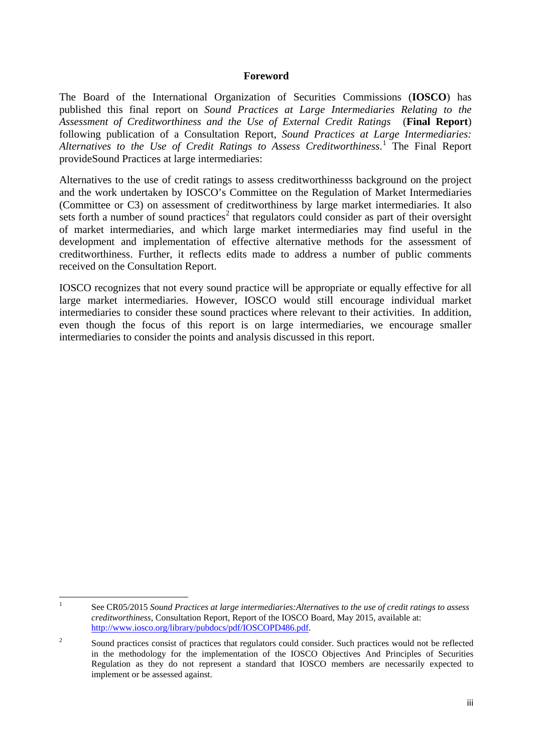## Foreword

The Board of the International Organization of Securities Commissions (**IOSCO**) has published this final report on *Sound Practices at Large Intermediaries Relating to the Assessment of Creditworthiness and the Use of External Credit Ratings* (**Final Report**) following publication of a Consultation Report, *Sound Practices at Large Intermediaries: Alternatives to the Use of Credit Ratings to Assess Creditworthiness*.[1] The Final Report provideSound Practices at large intermediaries:

Alternatives to the use of credit ratings to assess creditworthinesss background on the project and the work undertaken by IOSCO's Committee on the Regulation of Market Intermediaries (Committee or C3) on assessment of creditworthiness by large market intermediaries. It also sets forth a number of sound practices[2] that regulators could consider as part of their oversight of market intermediaries, and which large market intermediaries may find useful in the development and implementation of effective alternative methods for the assessment of creditworthiness. Further, it reflects edits made to address a number of public comments received on the Consultation Report.

IOSCO recognizes that not every sound practice will be appropriate or equally effective for all large market intermediaries. However, IOSCO would still encourage individual market intermediaries to consider these sound practices where relevant to their activities. In addition, even though the focus of this report is on large intermediaries, we encourage smaller intermediaries to consider the points and analysis discussed in this report.

---

[1] See CR05/2015 *Sound Practices at large intermediaries:Alternatives to the use of credit ratings to assess creditworthiness*, Consultation Report, Report of the IOSCO Board, May 2015, available at: http://www.iosco.org/library/pubdocs/pdf/IOSCOPD486.pdf.

[2] Sound practices consist of practices that regulators could consider. Such practices would not be reflected in the methodology for the implementation of the IOSCO Objectives And Principles of Securities Regulation as they do not represent a standard that IOSCO members are necessarily expected to implement or be assessed against.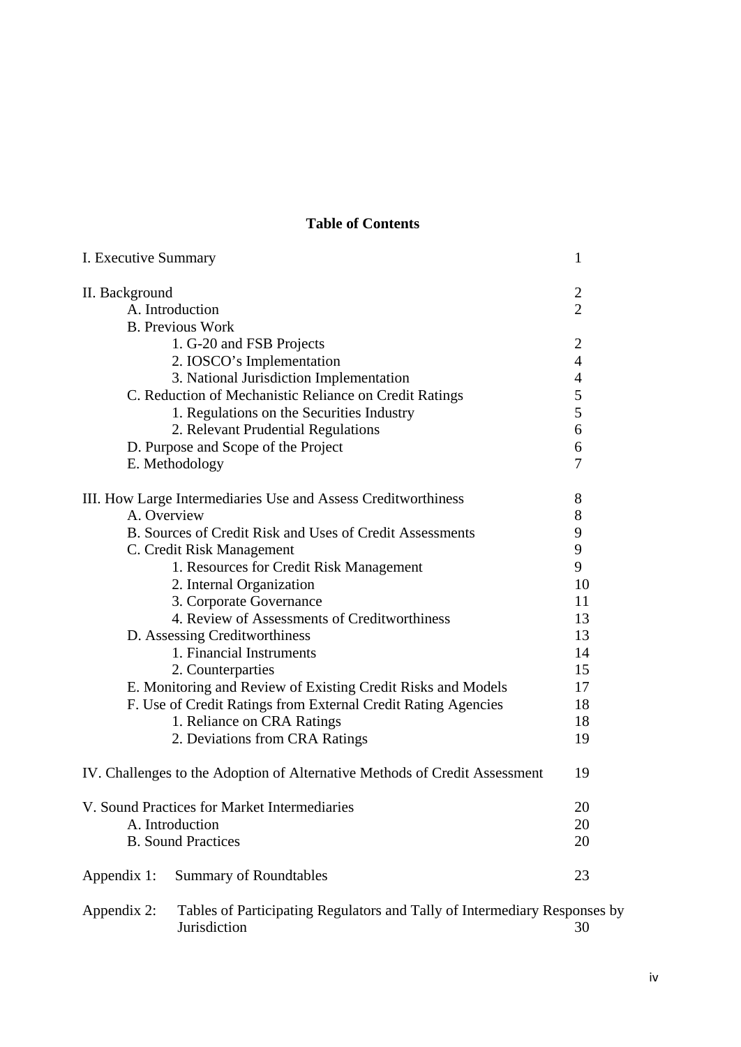## Table of Contents

| | |
|---|---|
| I. Executive Summary | 1 |
| II. Background | 2 |
| A. Introduction | 2 |
| B. Previous Work | |
| 1. G-20 and FSB Projects | 2 |
| 2. IOSCO's Implementation | 4 |
| 3. National Jurisdiction Implementation | 4 |
| C. Reduction of Mechanistic Reliance on Credit Ratings | 5 |
| 1. Regulations on the Securities Industry | 5 |
| 2. Relevant Prudential Regulations | 6 |
| D. Purpose and Scope of the Project | 6 |
| E. Methodology | 7 |
| III. How Large Intermediaries Use and Assess Creditworthiness | 8 |
| A. Overview | 8 |
| B. Sources of Credit Risk and Uses of Credit Assessments | 9 |
| C. Credit Risk Management | 9 |
| 1. Resources for Credit Risk Management | 9 |
| 2. Internal Organization | 10 |
| 3. Corporate Governance | 11 |
| 4. Review of Assessments of Creditworthiness | 13 |
| D. Assessing Creditworthiness | 13 |
| 1. Financial Instruments | 14 |
| 2. Counterparties | 15 |
| E. Monitoring and Review of Existing Credit Risks and Models | 17 |
| F. Use of Credit Ratings from External Credit Rating Agencies | 18 |
| 1. Reliance on CRA Ratings | 18 |
| 2. Deviations from CRA Ratings | 19 |
| IV. Challenges to the Adoption of Alternative Methods of Credit Assessment | 19 |
| V. Sound Practices for Market Intermediaries | 20 |
| A. Introduction | 20 |
| B. Sound Practices | 20 |
| Appendix 1: Summary of Roundtables | 23 |
| Appendix 2: Tables of Participating Regulators and Tally of Intermediary Responses by Jurisdiction | 30 |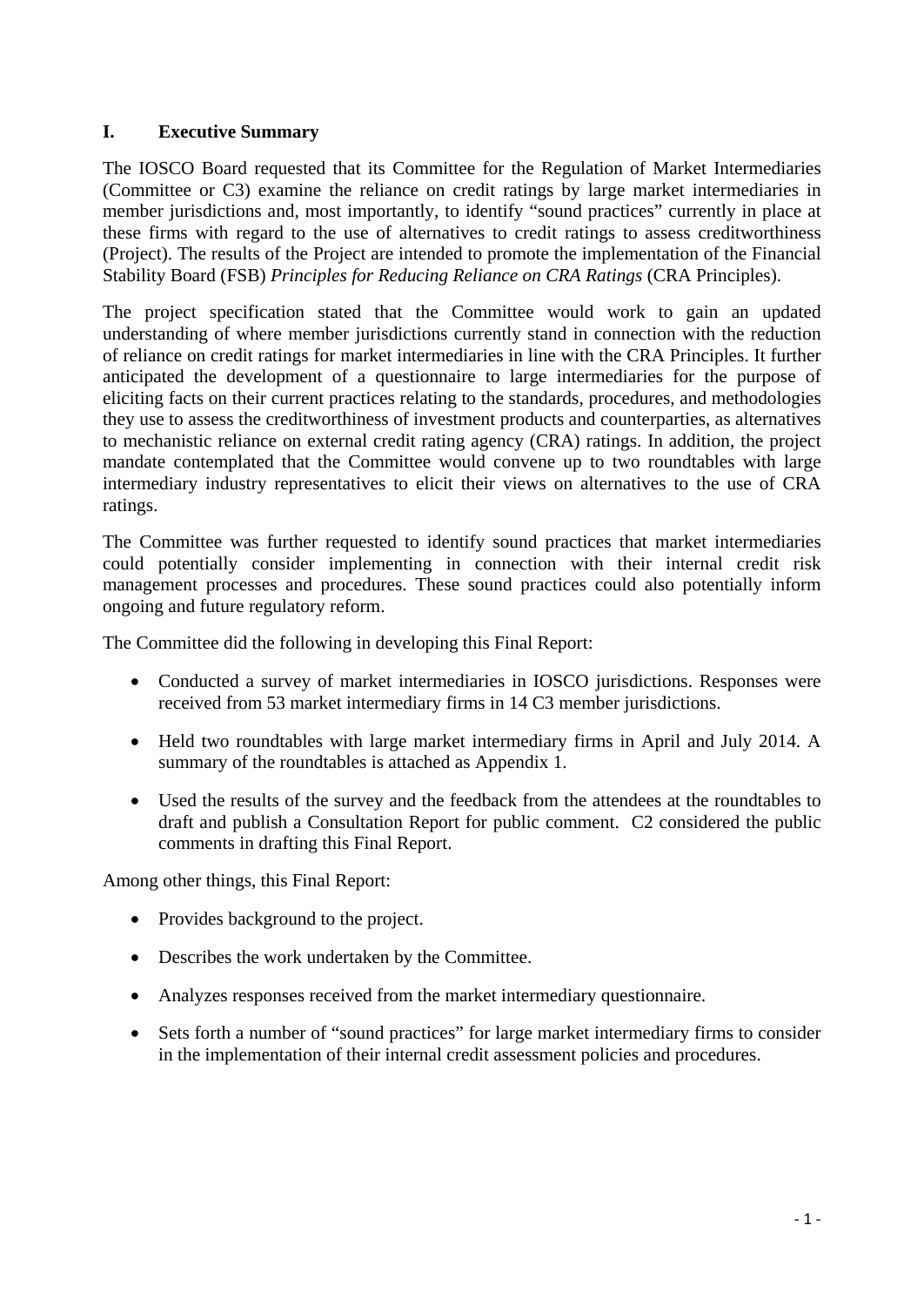## I. Executive Summary

The IOSCO Board requested that its Committee for the Regulation of Market Intermediaries (Committee or C3) examine the reliance on credit ratings by large market intermediaries in member jurisdictions and, most importantly, to identify "sound practices" currently in place at these firms with regard to the use of alternatives to credit ratings to assess creditworthiness (Project). The results of the Project are intended to promote the implementation of the Financial Stability Board (FSB) *Principles for Reducing Reliance on CRA Ratings* (CRA Principles).

The project specification stated that the Committee would work to gain an updated understanding of where member jurisdictions currently stand in connection with the reduction of reliance on credit ratings for market intermediaries in line with the CRA Principles. It further anticipated the development of a questionnaire to large intermediaries for the purpose of eliciting facts on their current practices relating to the standards, procedures, and methodologies they use to assess the creditworthiness of investment products and counterparties, as alternatives to mechanistic reliance on external credit rating agency (CRA) ratings. In addition, the project mandate contemplated that the Committee would convene up to two roundtables with large intermediary industry representatives to elicit their views on alternatives to the use of CRA ratings.

The Committee was further requested to identify sound practices that market intermediaries could potentially consider implementing in connection with their internal credit risk management processes and procedures. These sound practices could also potentially inform ongoing and future regulatory reform.

The Committee did the following in developing this Final Report:

- Conducted a survey of market intermediaries in IOSCO jurisdictions. Responses were received from 53 market intermediary firms in 14 C3 member jurisdictions.
- Held two roundtables with large market intermediary firms in April and July 2014. A summary of the roundtables is attached as Appendix 1.
- Used the results of the survey and the feedback from the attendees at the roundtables to draft and publish a Consultation Report for public comment. C2 considered the public comments in drafting this Final Report.

Among other things, this Final Report:

- Provides background to the project.
- Describes the work undertaken by the Committee.
- Analyzes responses received from the market intermediary questionnaire.
- Sets forth a number of "sound practices" for large market intermediary firms to consider in the implementation of their internal credit assessment policies and procedures.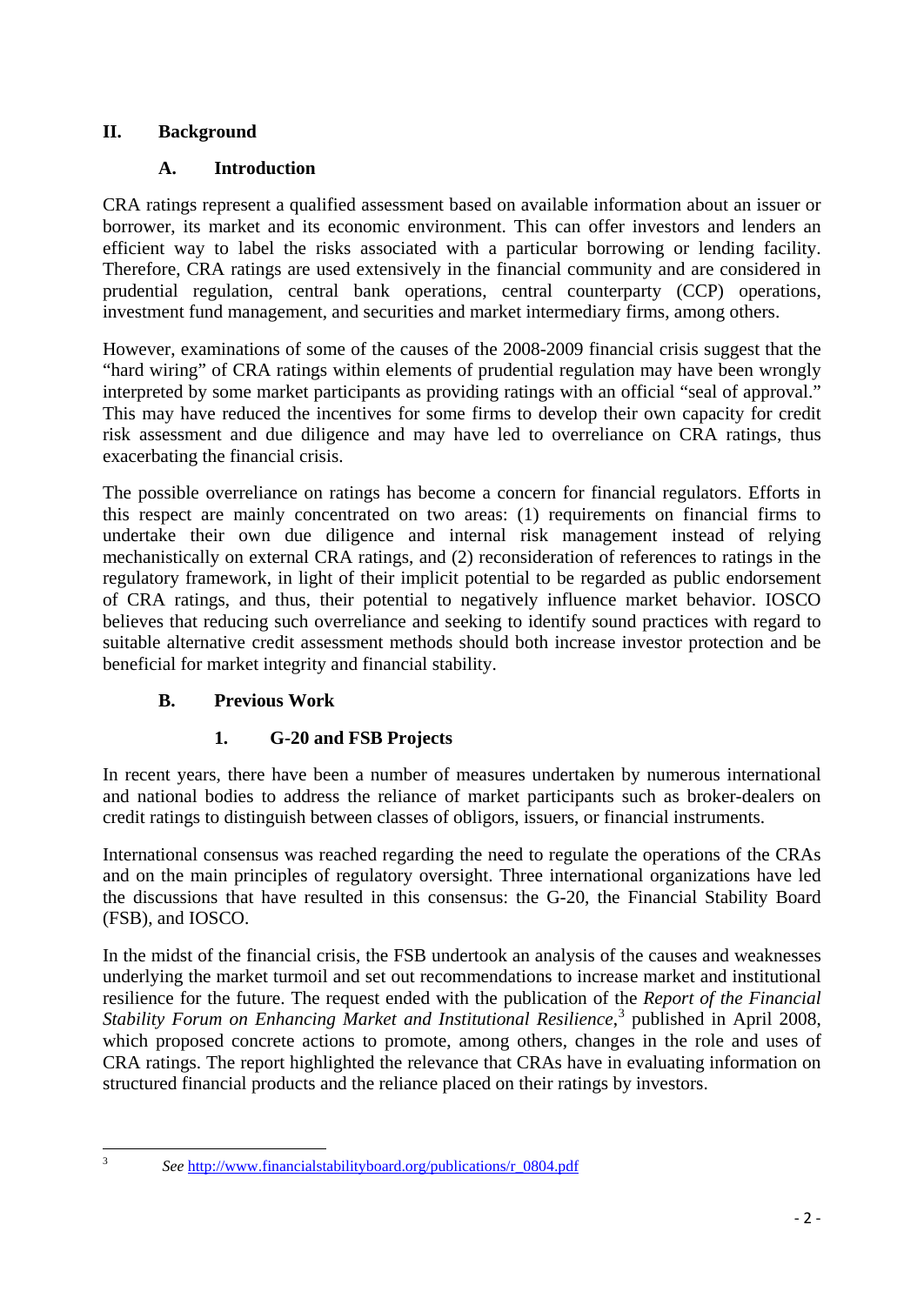## II. Background

### A. Introduction

CRA ratings represent a qualified assessment based on available information about an issuer or borrower, its market and its economic environment. This can offer investors and lenders an efficient way to label the risks associated with a particular borrowing or lending facility. Therefore, CRA ratings are used extensively in the financial community and are considered in prudential regulation, central bank operations, central counterparty (CCP) operations, investment fund management, and securities and market intermediary firms, among others.

However, examinations of some of the causes of the 2008-2009 financial crisis suggest that the "hard wiring" of CRA ratings within elements of prudential regulation may have been wrongly interpreted by some market participants as providing ratings with an official "seal of approval." This may have reduced the incentives for some firms to develop their own capacity for credit risk assessment and due diligence and may have led to overreliance on CRA ratings, thus exacerbating the financial crisis.

The possible overreliance on ratings has become a concern for financial regulators. Efforts in this respect are mainly concentrated on two areas: (1) requirements on financial firms to undertake their own due diligence and internal risk management instead of relying mechanistically on external CRA ratings, and (2) reconsideration of references to ratings in the regulatory framework, in light of their implicit potential to be regarded as public endorsement of CRA ratings, and thus, their potential to negatively influence market behavior. IOSCO believes that reducing such overreliance and seeking to identify sound practices with regard to suitable alternative credit assessment methods should both increase investor protection and be beneficial for market integrity and financial stability.

### B. Previous Work

#### 1. G-20 and FSB Projects

In recent years, there have been a number of measures undertaken by numerous international and national bodies to address the reliance of market participants such as broker-dealers on credit ratings to distinguish between classes of obligors, issuers, or financial instruments.

International consensus was reached regarding the need to regulate the operations of the CRAs and on the main principles of regulatory oversight. Three international organizations have led the discussions that have resulted in this consensus: the G-20, the Financial Stability Board (FSB), and IOSCO.

In the midst of the financial crisis, the FSB undertook an analysis of the causes and weaknesses underlying the market turmoil and set out recommendations to increase market and institutional resilience for the future. The request ended with the publication of the *Report of the Financial Stability Forum on Enhancing Market and Institutional Resilience*,[3] published in April 2008, which proposed concrete actions to promote, among others, changes in the role and uses of CRA ratings. The report highlighted the relevance that CRAs have in evaluating information on structured financial products and the reliance placed on their ratings by investors.

---

[3] *See* http://www.financialstabilityboard.org/publications/r_0804.pdf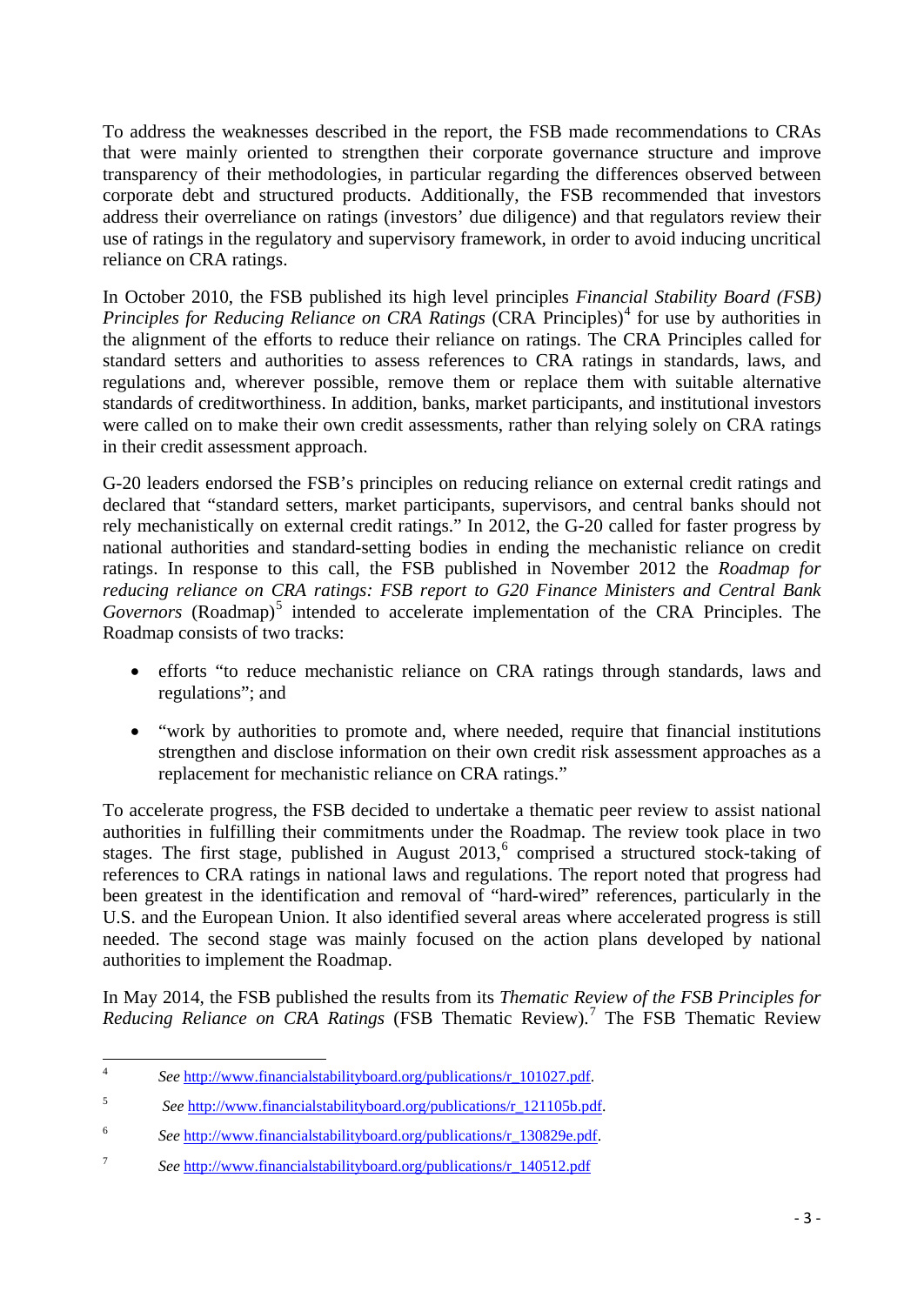To address the weaknesses described in the report, the FSB made recommendations to CRAs that were mainly oriented to strengthen their corporate governance structure and improve transparency of their methodologies, in particular regarding the differences observed between corporate debt and structured products. Additionally, the FSB recommended that investors address their overreliance on ratings (investors' due diligence) and that regulators review their use of ratings in the regulatory and supervisory framework, in order to avoid inducing uncritical reliance on CRA ratings.

In October 2010, the FSB published its high level principles *Financial Stability Board (FSB) Principles for Reducing Reliance on CRA Ratings* (CRA Principles)[4] for use by authorities in the alignment of the efforts to reduce their reliance on ratings. The CRA Principles called for standard setters and authorities to assess references to CRA ratings in standards, laws, and regulations and, wherever possible, remove them or replace them with suitable alternative standards of creditworthiness. In addition, banks, market participants, and institutional investors were called on to make their own credit assessments, rather than relying solely on CRA ratings in their credit assessment approach.

G-20 leaders endorsed the FSB's principles on reducing reliance on external credit ratings and declared that "standard setters, market participants, supervisors, and central banks should not rely mechanistically on external credit ratings." In 2012, the G-20 called for faster progress by national authorities and standard-setting bodies in ending the mechanistic reliance on credit ratings. In response to this call, the FSB published in November 2012 the *Roadmap for reducing reliance on CRA ratings: FSB report to G20 Finance Ministers and Central Bank Governors* (Roadmap)[5] intended to accelerate implementation of the CRA Principles. The Roadmap consists of two tracks:

- efforts "to reduce mechanistic reliance on CRA ratings through standards, laws and regulations"; and
- "work by authorities to promote and, where needed, require that financial institutions strengthen and disclose information on their own credit risk assessment approaches as a replacement for mechanistic reliance on CRA ratings."

To accelerate progress, the FSB decided to undertake a thematic peer review to assist national authorities in fulfilling their commitments under the Roadmap. The review took place in two stages. The first stage, published in August 2013,[6] comprised a structured stock-taking of references to CRA ratings in national laws and regulations. The report noted that progress had been greatest in the identification and removal of "hard-wired" references, particularly in the U.S. and the European Union. It also identified several areas where accelerated progress is still needed. The second stage was mainly focused on the action plans developed by national authorities to implement the Roadmap.

In May 2014, the FSB published the results from its *Thematic Review of the FSB Principles for Reducing Reliance on CRA Ratings* (FSB Thematic Review).[7] The FSB Thematic Review

---

4 *See* http://www.financialstabilityboard.org/publications/r_101027.pdf.

5 *See* http://www.financialstabilityboard.org/publications/r_121105b.pdf.

6 *See* http://www.financialstabilityboard.org/publications/r_130829e.pdf.

7 *See* http://www.financialstabilityboard.org/publications/r_140512.pdf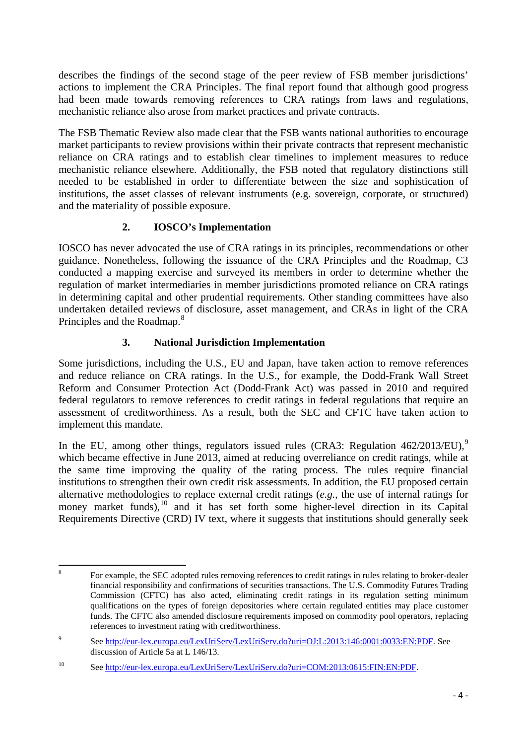describes the findings of the second stage of the peer review of FSB member jurisdictions' actions to implement the CRA Principles. The final report found that although good progress had been made towards removing references to CRA ratings from laws and regulations, mechanistic reliance also arose from market practices and private contracts.

The FSB Thematic Review also made clear that the FSB wants national authorities to encourage market participants to review provisions within their private contracts that represent mechanistic reliance on CRA ratings and to establish clear timelines to implement measures to reduce mechanistic reliance elsewhere. Additionally, the FSB noted that regulatory distinctions still needed to be established in order to differentiate between the size and sophistication of institutions, the asset classes of relevant instruments (e.g. sovereign, corporate, or structured) and the materiality of possible exposure.

### 2. IOSCO's Implementation

IOSCO has never advocated the use of CRA ratings in its principles, recommendations or other guidance. Nonetheless, following the issuance of the CRA Principles and the Roadmap, C3 conducted a mapping exercise and surveyed its members in order to determine whether the regulation of market intermediaries in member jurisdictions promoted reliance on CRA ratings in determining capital and other prudential requirements. Other standing committees have also undertaken detailed reviews of disclosure, asset management, and CRAs in light of the CRA Principles and the Roadmap.[8]

### 3. National Jurisdiction Implementation

Some jurisdictions, including the U.S., EU and Japan, have taken action to remove references and reduce reliance on CRA ratings. In the U.S., for example, the Dodd-Frank Wall Street Reform and Consumer Protection Act (Dodd-Frank Act) was passed in 2010 and required federal regulators to remove references to credit ratings in federal regulations that require an assessment of creditworthiness. As a result, both the SEC and CFTC have taken action to implement this mandate.

In the EU, among other things, regulators issued rules (CRA3: Regulation 462/2013/EU),[9] which became effective in June 2013, aimed at reducing overreliance on credit ratings, while at the same time improving the quality of the rating process. The rules require financial institutions to strengthen their own credit risk assessments. In addition, the EU proposed certain alternative methodologies to replace external credit ratings (*e.g.*, the use of internal ratings for money market funds),[10] and it has set forth some higher-level direction in its Capital Requirements Directive (CRD) IV text, where it suggests that institutions should generally seek

---

[8] For example, the SEC adopted rules removing references to credit ratings in rules relating to broker-dealer financial responsibility and confirmations of securities transactions. The U.S. Commodity Futures Trading Commission (CFTC) has also acted, eliminating credit ratings in its regulation setting minimum qualifications on the types of foreign depositories where certain regulated entities may place customer funds. The CFTC also amended disclosure requirements imposed on commodity pool operators, replacing references to investment rating with creditworthiness.

[9] See http://eur-lex.europa.eu/LexUriServ/LexUriServ.do?uri=OJ:L:2013:146:0001:0033:EN:PDF. See discussion of Article 5a at L 146/13.

[10] See http://eur-lex.europa.eu/LexUriServ/LexUriServ.do?uri=COM:2013:0615:FIN:EN:PDF.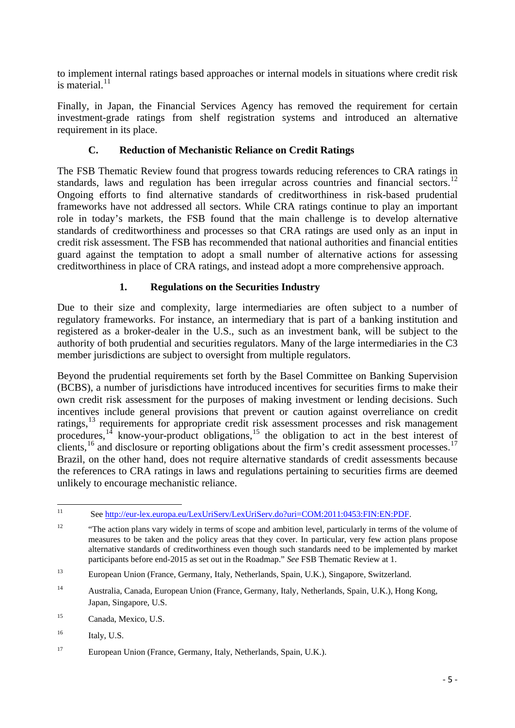to implement internal ratings based approaches or internal models in situations where credit risk is material.[11]

Finally, in Japan, the Financial Services Agency has removed the requirement for certain investment-grade ratings from shelf registration systems and introduced an alternative requirement in its place.

### C. Reduction of Mechanistic Reliance on Credit Ratings

The FSB Thematic Review found that progress towards reducing references to CRA ratings in standards, laws and regulation has been irregular across countries and financial sectors.[12] Ongoing efforts to find alternative standards of creditworthiness in risk-based prudential frameworks have not addressed all sectors. While CRA ratings continue to play an important role in today's markets, the FSB found that the main challenge is to develop alternative standards of creditworthiness and processes so that CRA ratings are used only as an input in credit risk assessment. The FSB has recommended that national authorities and financial entities guard against the temptation to adopt a small number of alternative actions for assessing creditworthiness in place of CRA ratings, and instead adopt a more comprehensive approach.

#### 1. Regulations on the Securities Industry

Due to their size and complexity, large intermediaries are often subject to a number of regulatory frameworks. For instance, an intermediary that is part of a banking institution and registered as a broker-dealer in the U.S., such as an investment bank, will be subject to the authority of both prudential and securities regulators. Many of the large intermediaries in the C3 member jurisdictions are subject to oversight from multiple regulators.

Beyond the prudential requirements set forth by the Basel Committee on Banking Supervision (BCBS), a number of jurisdictions have introduced incentives for securities firms to make their own credit risk assessment for the purposes of making investment or lending decisions. Such incentives include general provisions that prevent or caution against overreliance on credit ratings,[13] requirements for appropriate credit risk assessment processes and risk management procedures,[14] know-your-product obligations,[15] the obligation to act in the best interest of clients,[16] and disclosure or reporting obligations about the firm's credit assessment processes.[17] Brazil, on the other hand, does not require alternative standards of credit assessments because the references to CRA ratings in laws and regulations pertaining to securities firms are deemed unlikely to encourage mechanistic reliance.

---

[11] See http://eur-lex.europa.eu/LexUriServ/LexUriServ.do?uri=COM:2011:0453:FIN:EN:PDF.

[12] "The action plans vary widely in terms of scope and ambition level, particularly in terms of the volume of measures to be taken and the policy areas that they cover. In particular, very few action plans propose alternative standards of creditworthiness even though such standards need to be implemented by market participants before end-2015 as set out in the Roadmap." *See* FSB Thematic Review at 1.

[13] European Union (France, Germany, Italy, Netherlands, Spain, U.K.), Singapore, Switzerland.

[14] Australia, Canada, European Union (France, Germany, Italy, Netherlands, Spain, U.K.), Hong Kong, Japan, Singapore, U.S.

[15] Canada, Mexico, U.S.

[16] Italy, U.S.

[17] European Union (France, Germany, Italy, Netherlands, Spain, U.K.).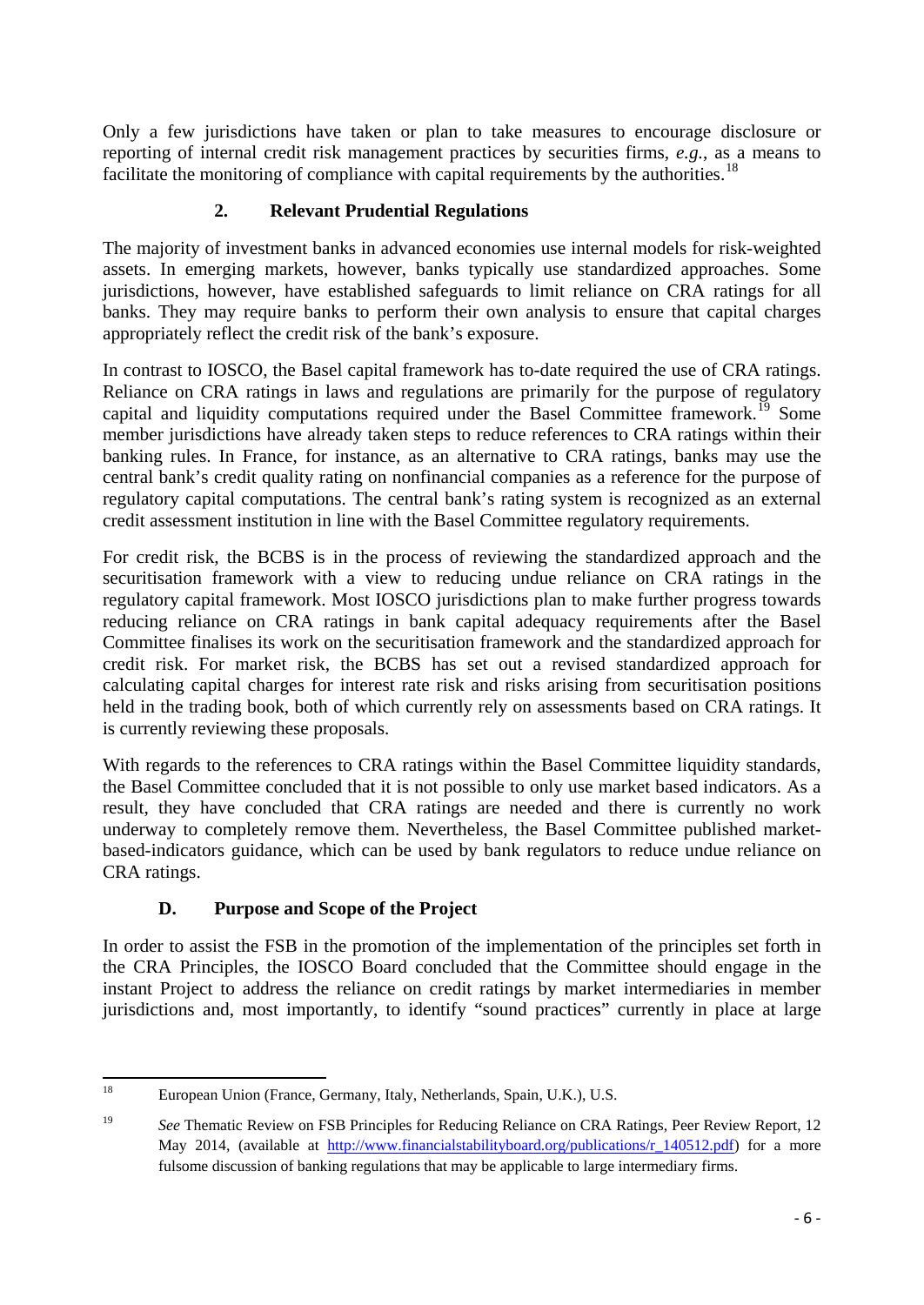Only a few jurisdictions have taken or plan to take measures to encourage disclosure or reporting of internal credit risk management practices by securities firms, *e.g.*, as a means to facilitate the monitoring of compliance with capital requirements by the authorities.[18]

### 2. Relevant Prudential Regulations

The majority of investment banks in advanced economies use internal models for risk-weighted assets. In emerging markets, however, banks typically use standardized approaches. Some jurisdictions, however, have established safeguards to limit reliance on CRA ratings for all banks. They may require banks to perform their own analysis to ensure that capital charges appropriately reflect the credit risk of the bank's exposure.

In contrast to IOSCO, the Basel capital framework has to-date required the use of CRA ratings. Reliance on CRA ratings in laws and regulations are primarily for the purpose of regulatory capital and liquidity computations required under the Basel Committee framework.[19] Some member jurisdictions have already taken steps to reduce references to CRA ratings within their banking rules. In France, for instance, as an alternative to CRA ratings, banks may use the central bank's credit quality rating on nonfinancial companies as a reference for the purpose of regulatory capital computations. The central bank's rating system is recognized as an external credit assessment institution in line with the Basel Committee regulatory requirements.

For credit risk, the BCBS is in the process of reviewing the standardized approach and the securitisation framework with a view to reducing undue reliance on CRA ratings in the regulatory capital framework. Most IOSCO jurisdictions plan to make further progress towards reducing reliance on CRA ratings in bank capital adequacy requirements after the Basel Committee finalises its work on the securitisation framework and the standardized approach for credit risk. For market risk, the BCBS has set out a revised standardized approach for calculating capital charges for interest rate risk and risks arising from securitisation positions held in the trading book, both of which currently rely on assessments based on CRA ratings. It is currently reviewing these proposals.

With regards to the references to CRA ratings within the Basel Committee liquidity standards, the Basel Committee concluded that it is not possible to only use market based indicators. As a result, they have concluded that CRA ratings are needed and there is currently no work underway to completely remove them. Nevertheless, the Basel Committee published market-based-indicators guidance, which can be used by bank regulators to reduce undue reliance on CRA ratings.

## D. Purpose and Scope of the Project

In order to assist the FSB in the promotion of the implementation of the principles set forth in the CRA Principles, the IOSCO Board concluded that the Committee should engage in the instant Project to address the reliance on credit ratings by market intermediaries in member jurisdictions and, most importantly, to identify "sound practices" currently in place at large

---

[18] European Union (France, Germany, Italy, Netherlands, Spain, U.K.), U.S.

[19] *See* Thematic Review on FSB Principles for Reducing Reliance on CRA Ratings, Peer Review Report, 12 May 2014, (available at http://www.financialstabilityboard.org/publications/r_140512.pdf) for a more fulsome discussion of banking regulations that may be applicable to large intermediary firms.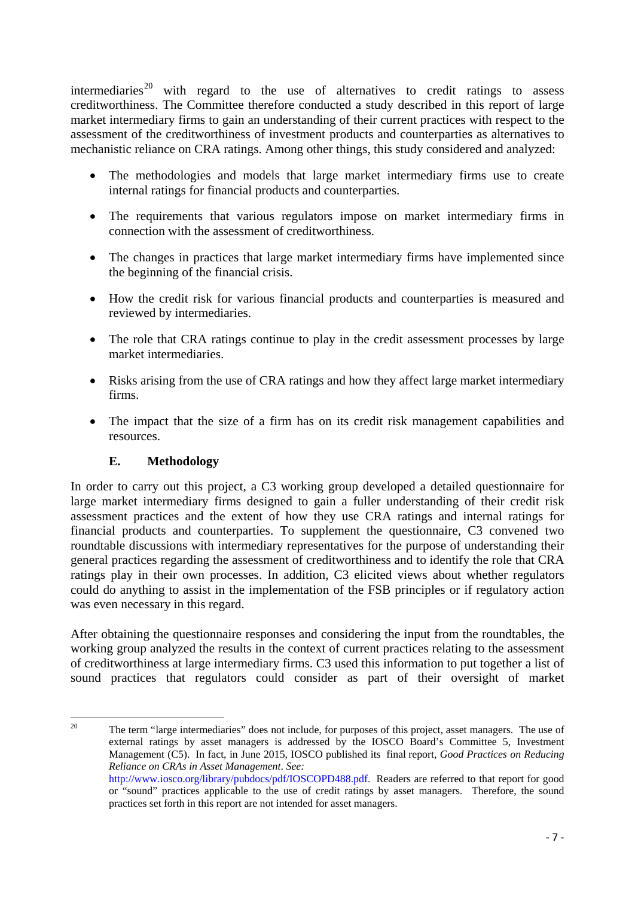intermediaries[20] with regard to the use of alternatives to credit ratings to assess creditworthiness. The Committee therefore conducted a study described in this report of large market intermediary firms to gain an understanding of their current practices with respect to the assessment of the creditworthiness of investment products and counterparties as alternatives to mechanistic reliance on CRA ratings. Among other things, this study considered and analyzed:

- The methodologies and models that large market intermediary firms use to create internal ratings for financial products and counterparties.
- The requirements that various regulators impose on market intermediary firms in connection with the assessment of creditworthiness.
- The changes in practices that large market intermediary firms have implemented since the beginning of the financial crisis.
- How the credit risk for various financial products and counterparties is measured and reviewed by intermediaries.
- The role that CRA ratings continue to play in the credit assessment processes by large market intermediaries.
- Risks arising from the use of CRA ratings and how they affect large market intermediary firms.
- The impact that the size of a firm has on its credit risk management capabilities and resources.

### E. Methodology

In order to carry out this project, a C3 working group developed a detailed questionnaire for large market intermediary firms designed to gain a fuller understanding of their credit risk assessment practices and the extent of how they use CRA ratings and internal ratings for financial products and counterparties. To supplement the questionnaire, C3 convened two roundtable discussions with intermediary representatives for the purpose of understanding their general practices regarding the assessment of creditworthiness and to identify the role that CRA ratings play in their own processes. In addition, C3 elicited views about whether regulators could do anything to assist in the implementation of the FSB principles or if regulatory action was even necessary in this regard.

After obtaining the questionnaire responses and considering the input from the roundtables, the working group analyzed the results in the context of current practices relating to the assessment of creditworthiness at large intermediary firms. C3 used this information to put together a list of sound practices that regulators could consider as part of their oversight of market

---

[20] The term "large intermediaries" does not include, for purposes of this project, asset managers. The use of external ratings by asset managers is addressed by the IOSCO Board's Committee 5, Investment Management (C5). In fact, in June 2015, IOSCO published its final report, *Good Practices on Reducing Reliance on CRAs in Asset Management*. *See:* http://www.iosco.org/library/pubdocs/pdf/IOSCOPD488.pdf. Readers are referred to that report for good or "sound" practices applicable to the use of credit ratings by asset managers. Therefore, the sound practices set forth in this report are not intended for asset managers.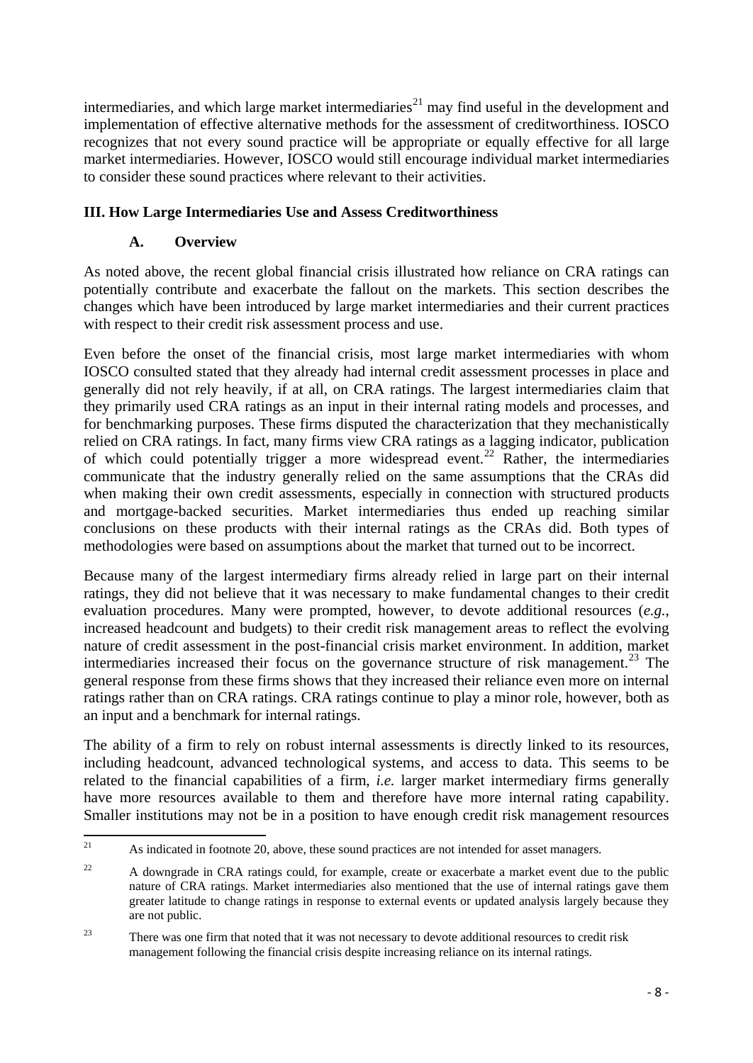intermediaries, and which large market intermediaries[21] may find useful in the development and implementation of effective alternative methods for the assessment of creditworthiness. IOSCO recognizes that not every sound practice will be appropriate or equally effective for all large market intermediaries. However, IOSCO would still encourage individual market intermediaries to consider these sound practices where relevant to their activities.

## III. How Large Intermediaries Use and Assess Creditworthiness

### A. Overview

As noted above, the recent global financial crisis illustrated how reliance on CRA ratings can potentially contribute and exacerbate the fallout on the markets. This section describes the changes which have been introduced by large market intermediaries and their current practices with respect to their credit risk assessment process and use.

Even before the onset of the financial crisis, most large market intermediaries with whom IOSCO consulted stated that they already had internal credit assessment processes in place and generally did not rely heavily, if at all, on CRA ratings. The largest intermediaries claim that they primarily used CRA ratings as an input in their internal rating models and processes, and for benchmarking purposes. These firms disputed the characterization that they mechanistically relied on CRA ratings. In fact, many firms view CRA ratings as a lagging indicator, publication of which could potentially trigger a more widespread event.[22] Rather, the intermediaries communicate that the industry generally relied on the same assumptions that the CRAs did when making their own credit assessments, especially in connection with structured products and mortgage-backed securities. Market intermediaries thus ended up reaching similar conclusions on these products with their internal ratings as the CRAs did. Both types of methodologies were based on assumptions about the market that turned out to be incorrect.

Because many of the largest intermediary firms already relied in large part on their internal ratings, they did not believe that it was necessary to make fundamental changes to their credit evaluation procedures. Many were prompted, however, to devote additional resources (*e.g.*, increased headcount and budgets) to their credit risk management areas to reflect the evolving nature of credit assessment in the post-financial crisis market environment. In addition, market intermediaries increased their focus on the governance structure of risk management.[23] The general response from these firms shows that they increased their reliance even more on internal ratings rather than on CRA ratings. CRA ratings continue to play a minor role, however, both as an input and a benchmark for internal ratings.

The ability of a firm to rely on robust internal assessments is directly linked to its resources, including headcount, advanced technological systems, and access to data. This seems to be related to the financial capabilities of a firm, *i.e.* larger market intermediary firms generally have more resources available to them and therefore have more internal rating capability. Smaller institutions may not be in a position to have enough credit risk management resources

---

[21] As indicated in footnote 20, above, these sound practices are not intended for asset managers.

[22] A downgrade in CRA ratings could, for example, create or exacerbate a market event due to the public nature of CRA ratings. Market intermediaries also mentioned that the use of internal ratings gave them greater latitude to change ratings in response to external events or updated analysis largely because they are not public.

[23] There was one firm that noted that it was not necessary to devote additional resources to credit risk management following the financial crisis despite increasing reliance on its internal ratings.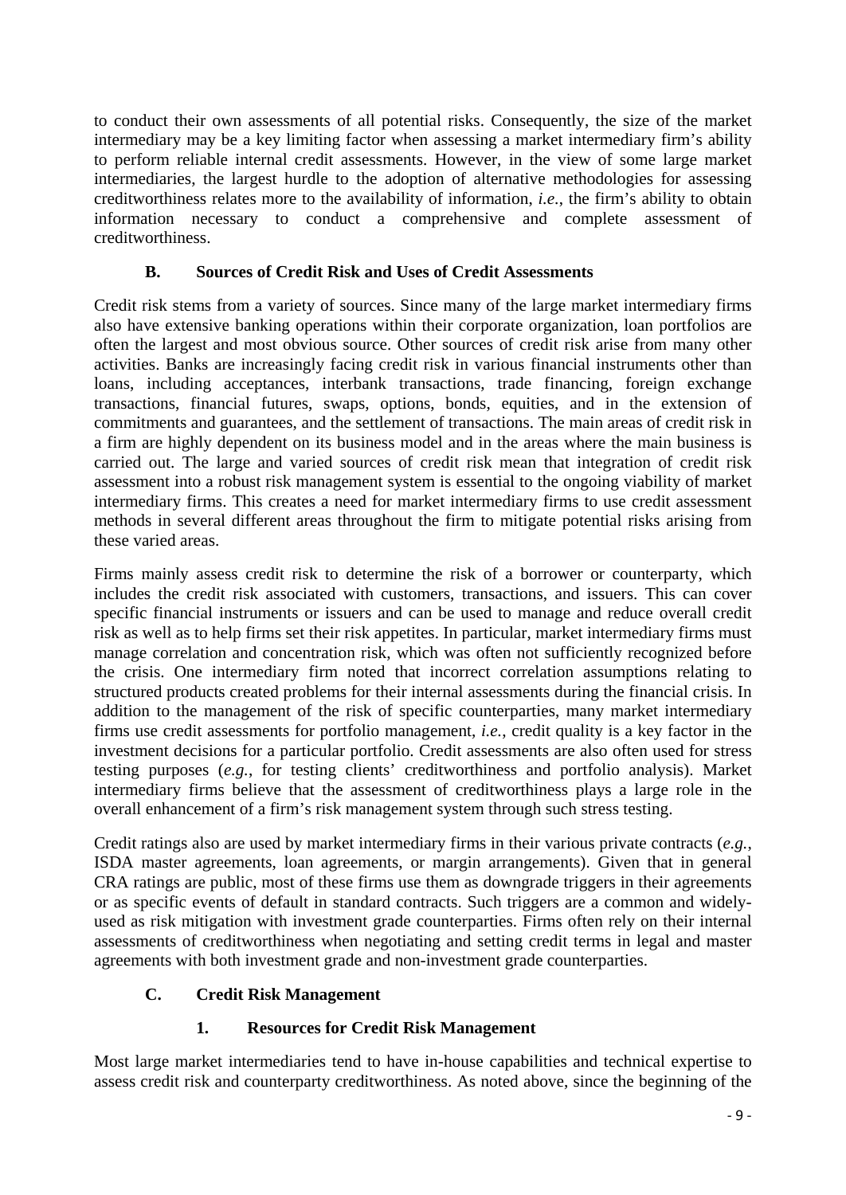to conduct their own assessments of all potential risks. Consequently, the size of the market intermediary may be a key limiting factor when assessing a market intermediary firm's ability to perform reliable internal credit assessments. However, in the view of some large market intermediaries, the largest hurdle to the adoption of alternative methodologies for assessing creditworthiness relates more to the availability of information, *i.e.*, the firm's ability to obtain information necessary to conduct a comprehensive and complete assessment of creditworthiness.

### B. Sources of Credit Risk and Uses of Credit Assessments

Credit risk stems from a variety of sources. Since many of the large market intermediary firms also have extensive banking operations within their corporate organization, loan portfolios are often the largest and most obvious source. Other sources of credit risk arise from many other activities. Banks are increasingly facing credit risk in various financial instruments other than loans, including acceptances, interbank transactions, trade financing, foreign exchange transactions, financial futures, swaps, options, bonds, equities, and in the extension of commitments and guarantees, and the settlement of transactions. The main areas of credit risk in a firm are highly dependent on its business model and in the areas where the main business is carried out. The large and varied sources of credit risk mean that integration of credit risk assessment into a robust risk management system is essential to the ongoing viability of market intermediary firms. This creates a need for market intermediary firms to use credit assessment methods in several different areas throughout the firm to mitigate potential risks arising from these varied areas.

Firms mainly assess credit risk to determine the risk of a borrower or counterparty, which includes the credit risk associated with customers, transactions, and issuers. This can cover specific financial instruments or issuers and can be used to manage and reduce overall credit risk as well as to help firms set their risk appetites. In particular, market intermediary firms must manage correlation and concentration risk, which was often not sufficiently recognized before the crisis. One intermediary firm noted that incorrect correlation assumptions relating to structured products created problems for their internal assessments during the financial crisis. In addition to the management of the risk of specific counterparties, many market intermediary firms use credit assessments for portfolio management, *i.e.*, credit quality is a key factor in the investment decisions for a particular portfolio. Credit assessments are also often used for stress testing purposes (*e.g.*, for testing clients' creditworthiness and portfolio analysis). Market intermediary firms believe that the assessment of creditworthiness plays a large role in the overall enhancement of a firm's risk management system through such stress testing.

Credit ratings also are used by market intermediary firms in their various private contracts (*e.g.*, ISDA master agreements, loan agreements, or margin arrangements). Given that in general CRA ratings are public, most of these firms use them as downgrade triggers in their agreements or as specific events of default in standard contracts. Such triggers are a common and widely-used as risk mitigation with investment grade counterparties. Firms often rely on their internal assessments of creditworthiness when negotiating and setting credit terms in legal and master agreements with both investment grade and non-investment grade counterparties.

### C. Credit Risk Management

#### 1. Resources for Credit Risk Management

Most large market intermediaries tend to have in-house capabilities and technical expertise to assess credit risk and counterparty creditworthiness. As noted above, since the beginning of the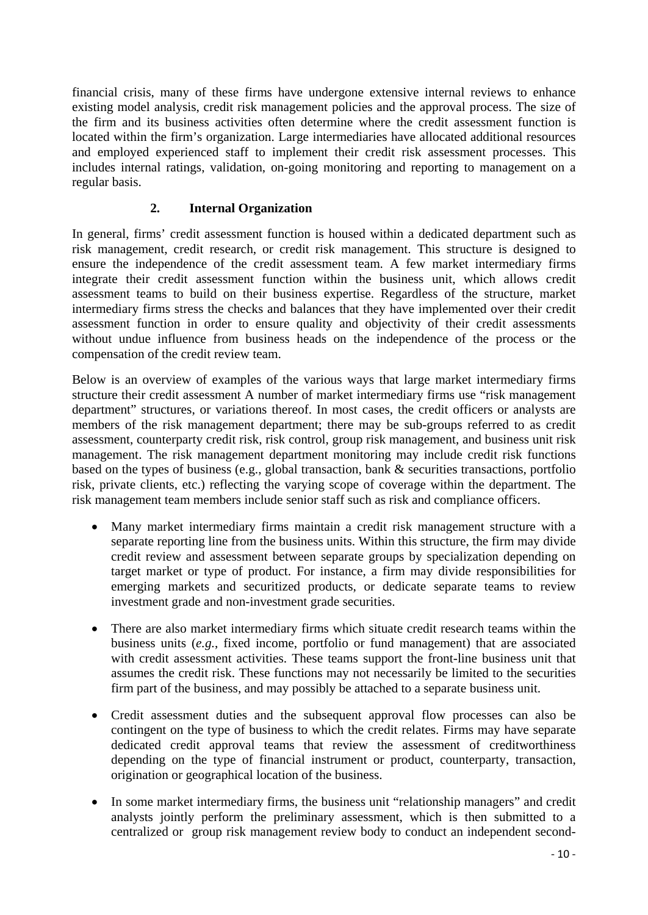financial crisis, many of these firms have undergone extensive internal reviews to enhance existing model analysis, credit risk management policies and the approval process. The size of the firm and its business activities often determine where the credit assessment function is located within the firm's organization. Large intermediaries have allocated additional resources and employed experienced staff to implement their credit risk assessment processes. This includes internal ratings, validation, on-going monitoring and reporting to management on a regular basis.

### 2. Internal Organization

In general, firms' credit assessment function is housed within a dedicated department such as risk management, credit research, or credit risk management. This structure is designed to ensure the independence of the credit assessment team. A few market intermediary firms integrate their credit assessment function within the business unit, which allows credit assessment teams to build on their business expertise. Regardless of the structure, market intermediary firms stress the checks and balances that they have implemented over their credit assessment function in order to ensure quality and objectivity of their credit assessments without undue influence from business heads on the independence of the process or the compensation of the credit review team.

Below is an overview of examples of the various ways that large market intermediary firms structure their credit assessment A number of market intermediary firms use "risk management department" structures, or variations thereof. In most cases, the credit officers or analysts are members of the risk management department; there may be sub-groups referred to as credit assessment, counterparty credit risk, risk control, group risk management, and business unit risk management. The risk management department monitoring may include credit risk functions based on the types of business (e.g., global transaction, bank & securities transactions, portfolio risk, private clients, etc.) reflecting the varying scope of coverage within the department. The risk management team members include senior staff such as risk and compliance officers.

- Many market intermediary firms maintain a credit risk management structure with a separate reporting line from the business units. Within this structure, the firm may divide credit review and assessment between separate groups by specialization depending on target market or type of product. For instance, a firm may divide responsibilities for emerging markets and securitized products, or dedicate separate teams to review investment grade and non-investment grade securities.

- There are also market intermediary firms which situate credit research teams within the business units (*e.g.*, fixed income, portfolio or fund management) that are associated with credit assessment activities. These teams support the front-line business unit that assumes the credit risk. These functions may not necessarily be limited to the securities firm part of the business, and may possibly be attached to a separate business unit.

- Credit assessment duties and the subsequent approval flow processes can also be contingent on the type of business to which the credit relates. Firms may have separate dedicated credit approval teams that review the assessment of creditworthiness depending on the type of financial instrument or product, counterparty, transaction, origination or geographical location of the business.

- In some market intermediary firms, the business unit "relationship managers" and credit analysts jointly perform the preliminary assessment, which is then submitted to a centralized or group risk management review body to conduct an independent second-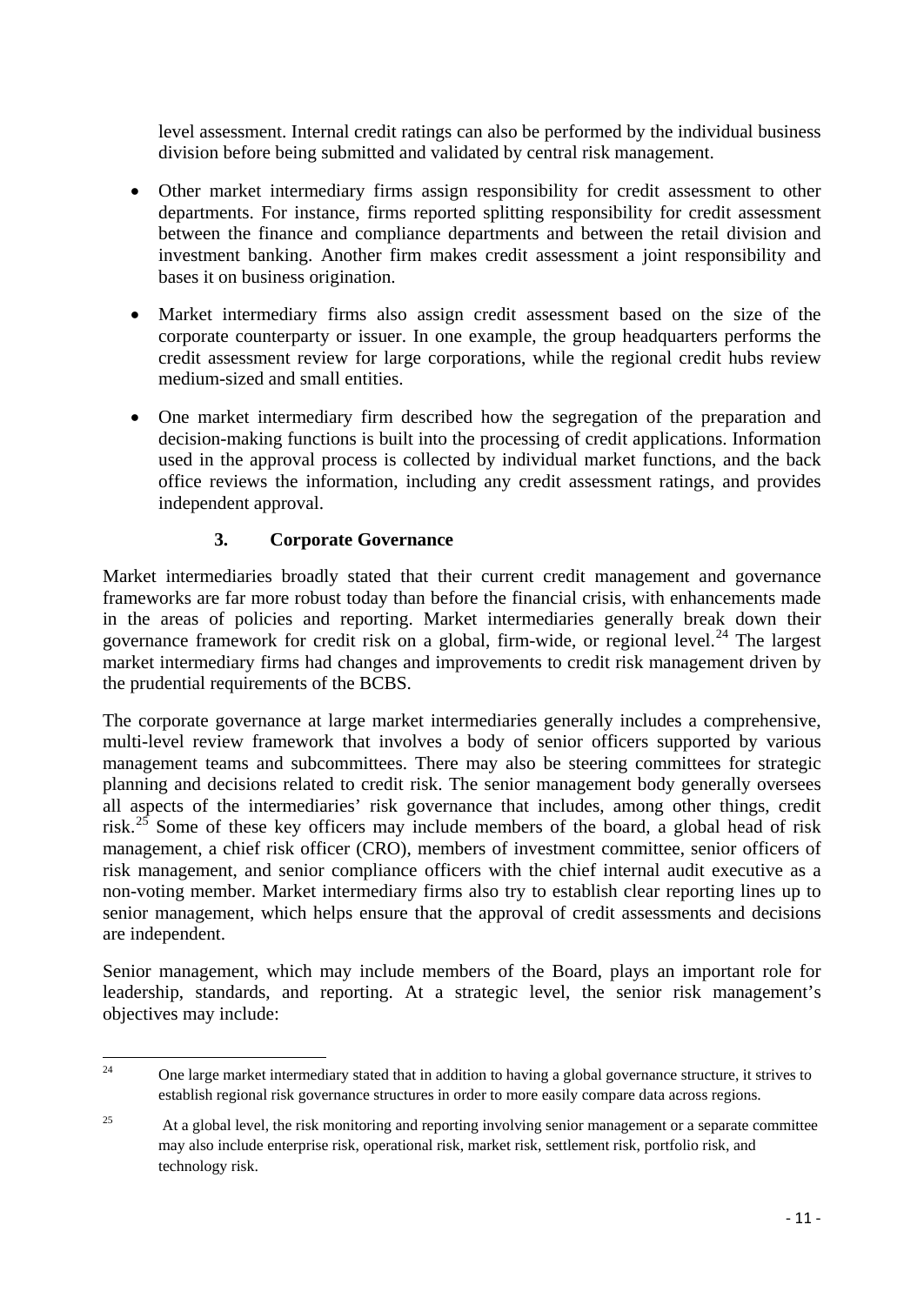level assessment. Internal credit ratings can also be performed by the individual business division before being submitted and validated by central risk management.

- Other market intermediary firms assign responsibility for credit assessment to other departments. For instance, firms reported splitting responsibility for credit assessment between the finance and compliance departments and between the retail division and investment banking. Another firm makes credit assessment a joint responsibility and bases it on business origination.
- Market intermediary firms also assign credit assessment based on the size of the corporate counterparty or issuer. In one example, the group headquarters performs the credit assessment review for large corporations, while the regional credit hubs review medium-sized and small entities.
- One market intermediary firm described how the segregation of the preparation and decision-making functions is built into the processing of credit applications. Information used in the approval process is collected by individual market functions, and the back office reviews the information, including any credit assessment ratings, and provides independent approval.

### 3. Corporate Governance

Market intermediaries broadly stated that their current credit management and governance frameworks are far more robust today than before the financial crisis, with enhancements made in the areas of policies and reporting. Market intermediaries generally break down their governance framework for credit risk on a global, firm-wide, or regional level.[24] The largest market intermediary firms had changes and improvements to credit risk management driven by the prudential requirements of the BCBS.

The corporate governance at large market intermediaries generally includes a comprehensive, multi-level review framework that involves a body of senior officers supported by various management teams and subcommittees. There may also be steering committees for strategic planning and decisions related to credit risk. The senior management body generally oversees all aspects of the intermediaries' risk governance that includes, among other things, credit risk.[25] Some of these key officers may include members of the board, a global head of risk management, a chief risk officer (CRO), members of investment committee, senior officers of risk management, and senior compliance officers with the chief internal audit executive as a non-voting member. Market intermediary firms also try to establish clear reporting lines up to senior management, which helps ensure that the approval of credit assessments and decisions are independent.

Senior management, which may include members of the Board, plays an important role for leadership, standards, and reporting. At a strategic level, the senior risk management's objectives may include:

[24] One large market intermediary stated that in addition to having a global governance structure, it strives to establish regional risk governance structures in order to more easily compare data across regions.

[25] At a global level, the risk monitoring and reporting involving senior management or a separate committee may also include enterprise risk, operational risk, market risk, settlement risk, portfolio risk, and technology risk.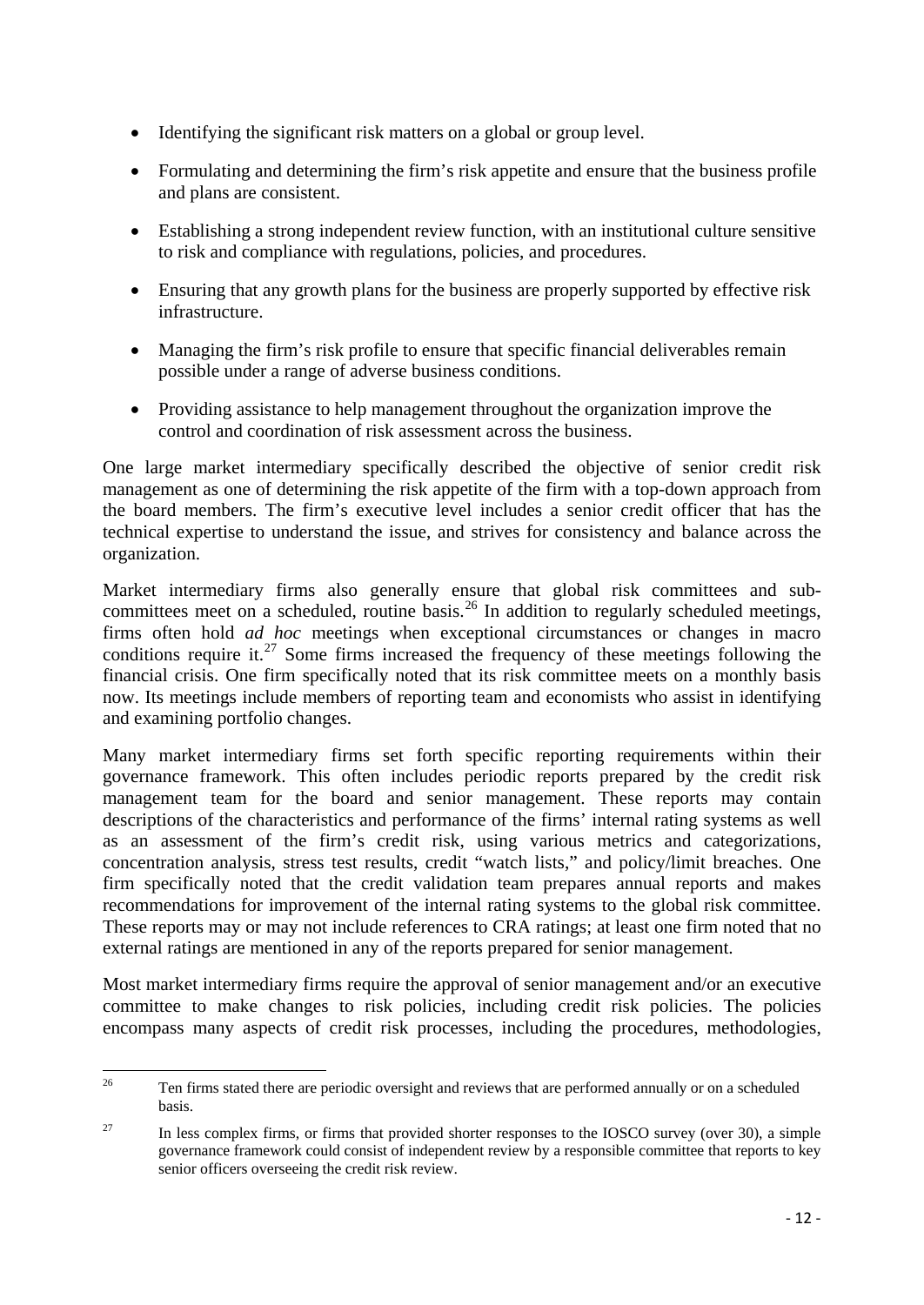- Identifying the significant risk matters on a global or group level.
- Formulating and determining the firm's risk appetite and ensure that the business profile and plans are consistent.
- Establishing a strong independent review function, with an institutional culture sensitive to risk and compliance with regulations, policies, and procedures.
- Ensuring that any growth plans for the business are properly supported by effective risk infrastructure.
- Managing the firm's risk profile to ensure that specific financial deliverables remain possible under a range of adverse business conditions.
- Providing assistance to help management throughout the organization improve the control and coordination of risk assessment across the business.

One large market intermediary specifically described the objective of senior credit risk management as one of determining the risk appetite of the firm with a top-down approach from the board members. The firm's executive level includes a senior credit officer that has the technical expertise to understand the issue, and strives for consistency and balance across the organization.

Market intermediary firms also generally ensure that global risk committees and sub-committees meet on a scheduled, routine basis.[26] In addition to regularly scheduled meetings, firms often hold *ad hoc* meetings when exceptional circumstances or changes in macro conditions require it.[27] Some firms increased the frequency of these meetings following the financial crisis. One firm specifically noted that its risk committee meets on a monthly basis now. Its meetings include members of reporting team and economists who assist in identifying and examining portfolio changes.

Many market intermediary firms set forth specific reporting requirements within their governance framework. This often includes periodic reports prepared by the credit risk management team for the board and senior management. These reports may contain descriptions of the characteristics and performance of the firms' internal rating systems as well as an assessment of the firm's credit risk, using various metrics and categorizations, concentration analysis, stress test results, credit "watch lists," and policy/limit breaches. One firm specifically noted that the credit validation team prepares annual reports and makes recommendations for improvement of the internal rating systems to the global risk committee. These reports may or may not include references to CRA ratings; at least one firm noted that no external ratings are mentioned in any of the reports prepared for senior management.

Most market intermediary firms require the approval of senior management and/or an executive committee to make changes to risk policies, including credit risk policies. The policies encompass many aspects of credit risk processes, including the procedures, methodologies,

---

[26] Ten firms stated there are periodic oversight and reviews that are performed annually or on a scheduled basis.

[27] In less complex firms, or firms that provided shorter responses to the IOSCO survey (over 30), a simple governance framework could consist of independent review by a responsible committee that reports to key senior officers overseeing the credit risk review.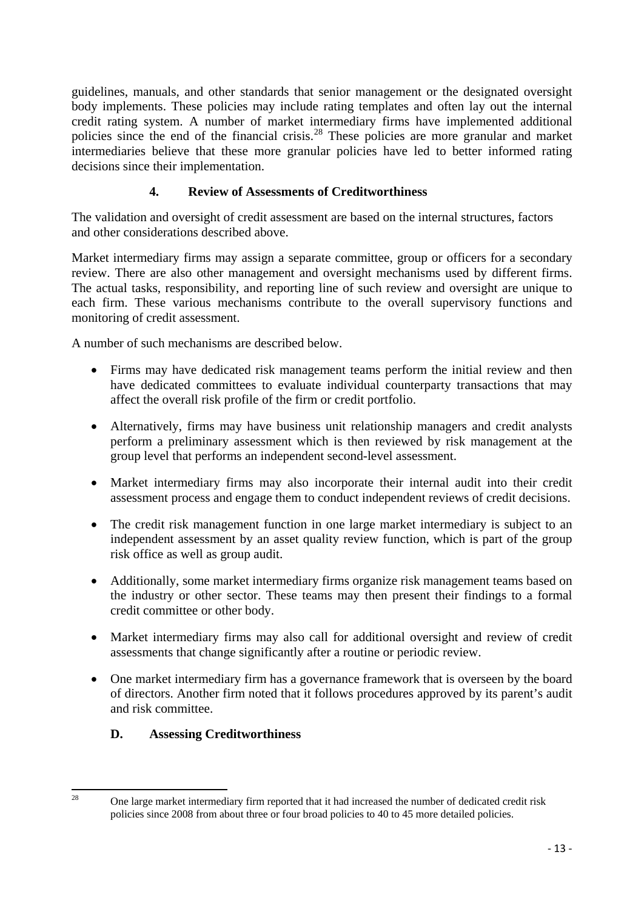guidelines, manuals, and other standards that senior management or the designated oversight body implements. These policies may include rating templates and often lay out the internal credit rating system. A number of market intermediary firms have implemented additional policies since the end of the financial crisis.[28] These policies are more granular and market intermediaries believe that these more granular policies have led to better informed rating decisions since their implementation.

### 4. Review of Assessments of Creditworthiness

The validation and oversight of credit assessment are based on the internal structures, factors and other considerations described above.

Market intermediary firms may assign a separate committee, group or officers for a secondary review. There are also other management and oversight mechanisms used by different firms. The actual tasks, responsibility, and reporting line of such review and oversight are unique to each firm. These various mechanisms contribute to the overall supervisory functions and monitoring of credit assessment.

A number of such mechanisms are described below.

- Firms may have dedicated risk management teams perform the initial review and then have dedicated committees to evaluate individual counterparty transactions that may affect the overall risk profile of the firm or credit portfolio.
- Alternatively, firms may have business unit relationship managers and credit analysts perform a preliminary assessment which is then reviewed by risk management at the group level that performs an independent second-level assessment.
- Market intermediary firms may also incorporate their internal audit into their credit assessment process and engage them to conduct independent reviews of credit decisions.
- The credit risk management function in one large market intermediary is subject to an independent assessment by an asset quality review function, which is part of the group risk office as well as group audit.
- Additionally, some market intermediary firms organize risk management teams based on the industry or other sector. These teams may then present their findings to a formal credit committee or other body.
- Market intermediary firms may also call for additional oversight and review of credit assessments that change significantly after a routine or periodic review.
- One market intermediary firm has a governance framework that is overseen by the board of directors. Another firm noted that it follows procedures approved by its parent's audit and risk committee.

## D. Assessing Creditworthiness

---

[28] One large market intermediary firm reported that it had increased the number of dedicated credit risk policies since 2008 from about three or four broad policies to 40 to 45 more detailed policies.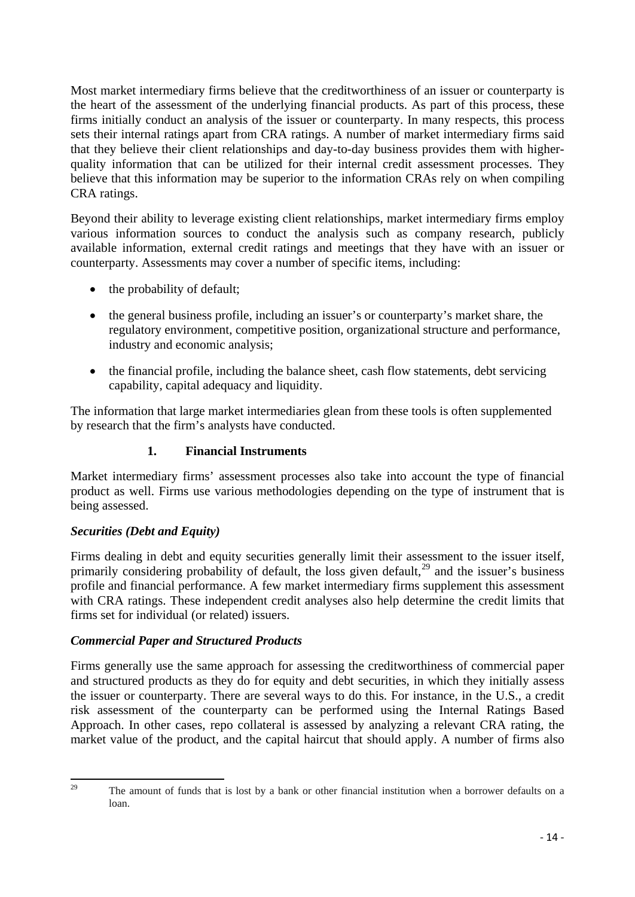Most market intermediary firms believe that the creditworthiness of an issuer or counterparty is the heart of the assessment of the underlying financial products. As part of this process, these firms initially conduct an analysis of the issuer or counterparty. In many respects, this process sets their internal ratings apart from CRA ratings. A number of market intermediary firms said that they believe their client relationships and day-to-day business provides them with higher-quality information that can be utilized for their internal credit assessment processes. They believe that this information may be superior to the information CRAs rely on when compiling CRA ratings.

Beyond their ability to leverage existing client relationships, market intermediary firms employ various information sources to conduct the analysis such as company research, publicly available information, external credit ratings and meetings that they have with an issuer or counterparty. Assessments may cover a number of specific items, including:

- the probability of default;
- the general business profile, including an issuer's or counterparty's market share, the regulatory environment, competitive position, organizational structure and performance, industry and economic analysis;
- the financial profile, including the balance sheet, cash flow statements, debt servicing capability, capital adequacy and liquidity.

The information that large market intermediaries glean from these tools is often supplemented by research that the firm's analysts have conducted.

### 1. Financial Instruments

Market intermediary firms' assessment processes also take into account the type of financial product as well. Firms use various methodologies depending on the type of instrument that is being assessed.

#### *Securities (Debt and Equity)*

Firms dealing in debt and equity securities generally limit their assessment to the issuer itself, primarily considering probability of default, the loss given default,[29] and the issuer's business profile and financial performance. A few market intermediary firms supplement this assessment with CRA ratings. These independent credit analyses also help determine the credit limits that firms set for individual (or related) issuers.

#### *Commercial Paper and Structured Products*

Firms generally use the same approach for assessing the creditworthiness of commercial paper and structured products as they do for equity and debt securities, in which they initially assess the issuer or counterparty. There are several ways to do this. For instance, in the U.S., a credit risk assessment of the counterparty can be performed using the Internal Ratings Based Approach. In other cases, repo collateral is assessed by analyzing a relevant CRA rating, the market value of the product, and the capital haircut that should apply. A number of firms also

---

[29] The amount of funds that is lost by a bank or other financial institution when a borrower defaults on a loan.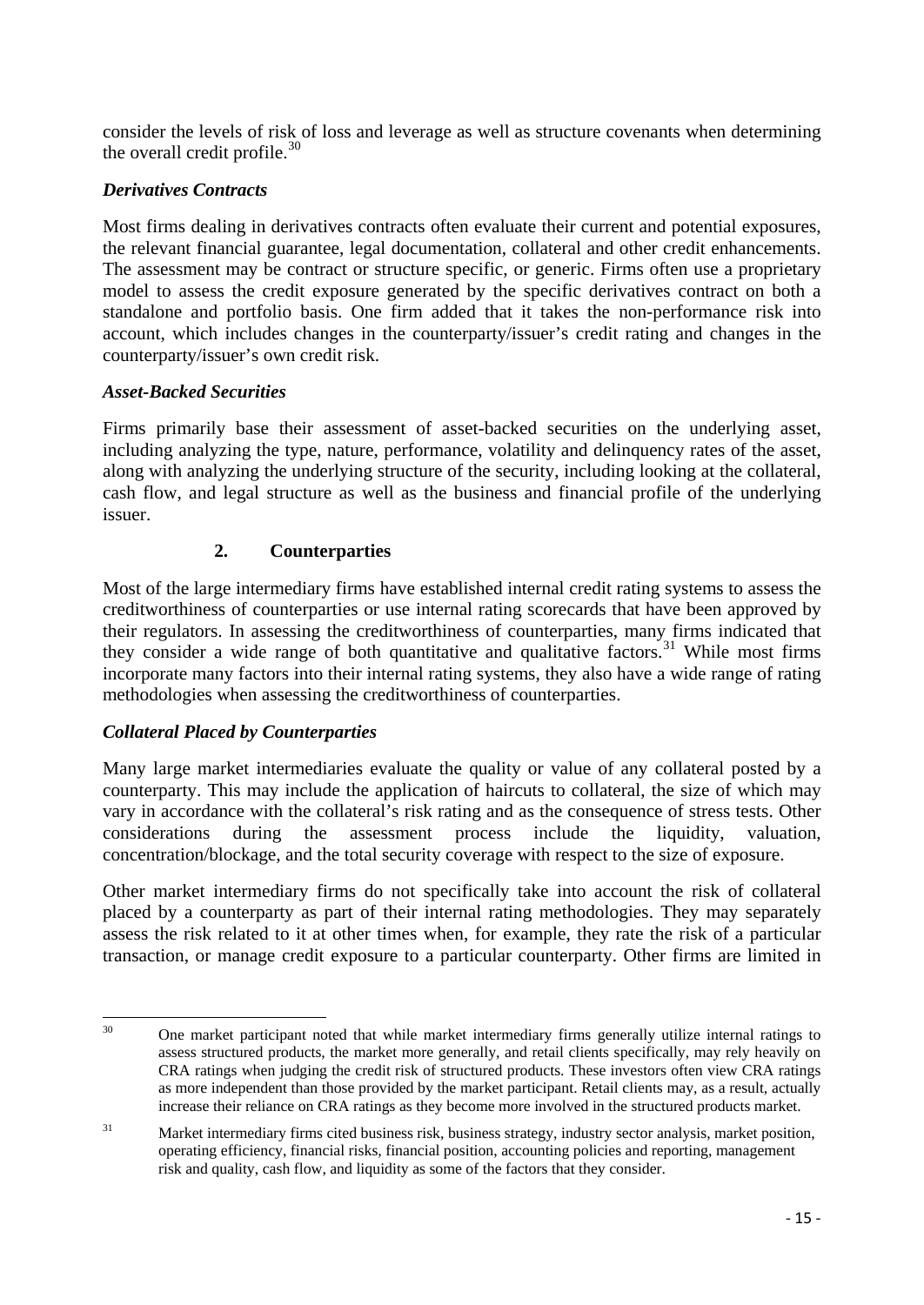consider the levels of risk of loss and leverage as well as structure covenants when determining the overall credit profile.[30]

### *Derivatives Contracts*

Most firms dealing in derivatives contracts often evaluate their current and potential exposures, the relevant financial guarantee, legal documentation, collateral and other credit enhancements. The assessment may be contract or structure specific, or generic. Firms often use a proprietary model to assess the credit exposure generated by the specific derivatives contract on both a standalone and portfolio basis. One firm added that it takes the non-performance risk into account, which includes changes in the counterparty/issuer's credit rating and changes in the counterparty/issuer's own credit risk.

### *Asset-Backed Securities*

Firms primarily base their assessment of asset-backed securities on the underlying asset, including analyzing the type, nature, performance, volatility and delinquency rates of the asset, along with analyzing the underlying structure of the security, including looking at the collateral, cash flow, and legal structure as well as the business and financial profile of the underlying issuer.

## 2. Counterparties

Most of the large intermediary firms have established internal credit rating systems to assess the creditworthiness of counterparties or use internal rating scorecards that have been approved by their regulators. In assessing the creditworthiness of counterparties, many firms indicated that they consider a wide range of both quantitative and qualitative factors.[31] While most firms incorporate many factors into their internal rating systems, they also have a wide range of rating methodologies when assessing the creditworthiness of counterparties.

### *Collateral Placed by Counterparties*

Many large market intermediaries evaluate the quality or value of any collateral posted by a counterparty. This may include the application of haircuts to collateral, the size of which may vary in accordance with the collateral's risk rating and as the consequence of stress tests. Other considerations during the assessment process include the liquidity, valuation, concentration/blockage, and the total security coverage with respect to the size of exposure.

Other market intermediary firms do not specifically take into account the risk of collateral placed by a counterparty as part of their internal rating methodologies. They may separately assess the risk related to it at other times when, for example, they rate the risk of a particular transaction, or manage credit exposure to a particular counterparty. Other firms are limited in

---

[30] One market participant noted that while market intermediary firms generally utilize internal ratings to assess structured products, the market more generally, and retail clients specifically, may rely heavily on CRA ratings when judging the credit risk of structured products. These investors often view CRA ratings as more independent than those provided by the market participant. Retail clients may, as a result, actually increase their reliance on CRA ratings as they become more involved in the structured products market.

[31] Market intermediary firms cited business risk, business strategy, industry sector analysis, market position, operating efficiency, financial risks, financial position, accounting policies and reporting, management risk and quality, cash flow, and liquidity as some of the factors that they consider.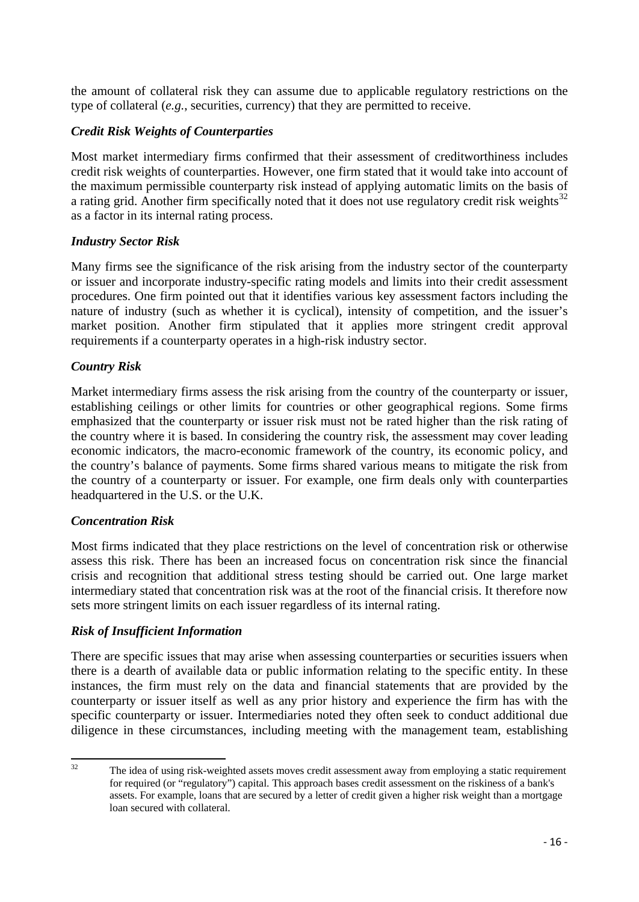the amount of collateral risk they can assume due to applicable regulatory restrictions on the type of collateral (*e.g.*, securities, currency) that they are permitted to receive.

### *Credit Risk Weights of Counterparties*

Most market intermediary firms confirmed that their assessment of creditworthiness includes credit risk weights of counterparties. However, one firm stated that it would take into account of the maximum permissible counterparty risk instead of applying automatic limits on the basis of a rating grid. Another firm specifically noted that it does not use regulatory credit risk weights[32] as a factor in its internal rating process.

### *Industry Sector Risk*

Many firms see the significance of the risk arising from the industry sector of the counterparty or issuer and incorporate industry-specific rating models and limits into their credit assessment procedures. One firm pointed out that it identifies various key assessment factors including the nature of industry (such as whether it is cyclical), intensity of competition, and the issuer's market position. Another firm stipulated that it applies more stringent credit approval requirements if a counterparty operates in a high-risk industry sector.

### *Country Risk*

Market intermediary firms assess the risk arising from the country of the counterparty or issuer, establishing ceilings or other limits for countries or other geographical regions. Some firms emphasized that the counterparty or issuer risk must not be rated higher than the risk rating of the country where it is based. In considering the country risk, the assessment may cover leading economic indicators, the macro-economic framework of the country, its economic policy, and the country's balance of payments. Some firms shared various means to mitigate the risk from the country of a counterparty or issuer. For example, one firm deals only with counterparties headquartered in the U.S. or the U.K.

### *Concentration Risk*

Most firms indicated that they place restrictions on the level of concentration risk or otherwise assess this risk. There has been an increased focus on concentration risk since the financial crisis and recognition that additional stress testing should be carried out. One large market intermediary stated that concentration risk was at the root of the financial crisis. It therefore now sets more stringent limits on each issuer regardless of its internal rating.

### *Risk of Insufficient Information*

There are specific issues that may arise when assessing counterparties or securities issuers when there is a dearth of available data or public information relating to the specific entity. In these instances, the firm must rely on the data and financial statements that are provided by the counterparty or issuer itself as well as any prior history and experience the firm has with the specific counterparty or issuer. Intermediaries noted they often seek to conduct additional due diligence in these circumstances, including meeting with the management team, establishing

---

[32] The idea of using risk-weighted assets moves credit assessment away from employing a static requirement for required (or "regulatory") capital. This approach bases credit assessment on the riskiness of a bank's assets. For example, loans that are secured by a letter of credit given a higher risk weight than a mortgage loan secured with collateral.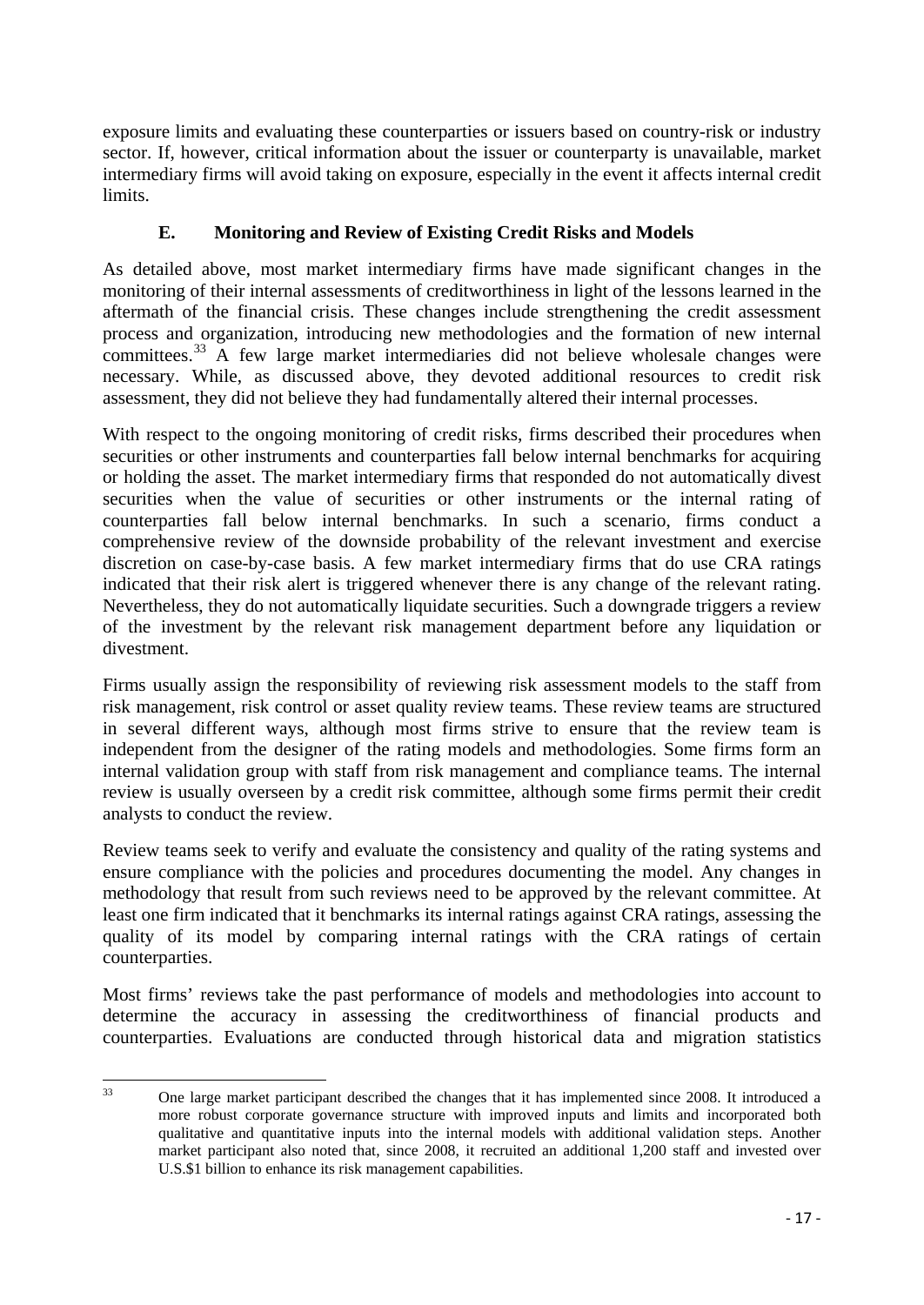exposure limits and evaluating these counterparties or issuers based on country-risk or industry sector. If, however, critical information about the issuer or counterparty is unavailable, market intermediary firms will avoid taking on exposure, especially in the event it affects internal credit limits.

### E. Monitoring and Review of Existing Credit Risks and Models

As detailed above, most market intermediary firms have made significant changes in the monitoring of their internal assessments of creditworthiness in light of the lessons learned in the aftermath of the financial crisis. These changes include strengthening the credit assessment process and organization, introducing new methodologies and the formation of new internal committees.[33] A few large market intermediaries did not believe wholesale changes were necessary. While, as discussed above, they devoted additional resources to credit risk assessment, they did not believe they had fundamentally altered their internal processes.

With respect to the ongoing monitoring of credit risks, firms described their procedures when securities or other instruments and counterparties fall below internal benchmarks for acquiring or holding the asset. The market intermediary firms that responded do not automatically divest securities when the value of securities or other instruments or the internal rating of counterparties fall below internal benchmarks. In such a scenario, firms conduct a comprehensive review of the downside probability of the relevant investment and exercise discretion on case-by-case basis. A few market intermediary firms that do use CRA ratings indicated that their risk alert is triggered whenever there is any change of the relevant rating. Nevertheless, they do not automatically liquidate securities. Such a downgrade triggers a review of the investment by the relevant risk management department before any liquidation or divestment.

Firms usually assign the responsibility of reviewing risk assessment models to the staff from risk management, risk control or asset quality review teams. These review teams are structured in several different ways, although most firms strive to ensure that the review team is independent from the designer of the rating models and methodologies. Some firms form an internal validation group with staff from risk management and compliance teams. The internal review is usually overseen by a credit risk committee, although some firms permit their credit analysts to conduct the review.

Review teams seek to verify and evaluate the consistency and quality of the rating systems and ensure compliance with the policies and procedures documenting the model. Any changes in methodology that result from such reviews need to be approved by the relevant committee. At least one firm indicated that it benchmarks its internal ratings against CRA ratings, assessing the quality of its model by comparing internal ratings with the CRA ratings of certain counterparties.

Most firms' reviews take the past performance of models and methodologies into account to determine the accuracy in assessing the creditworthiness of financial products and counterparties. Evaluations are conducted through historical data and migration statistics

---

[33] One large market participant described the changes that it has implemented since 2008. It introduced a more robust corporate governance structure with improved inputs and limits and incorporated both qualitative and quantitative inputs into the internal models with additional validation steps. Another market participant also noted that, since 2008, it recruited an additional 1,200 staff and invested over U.S.$1 billion to enhance its risk management capabilities.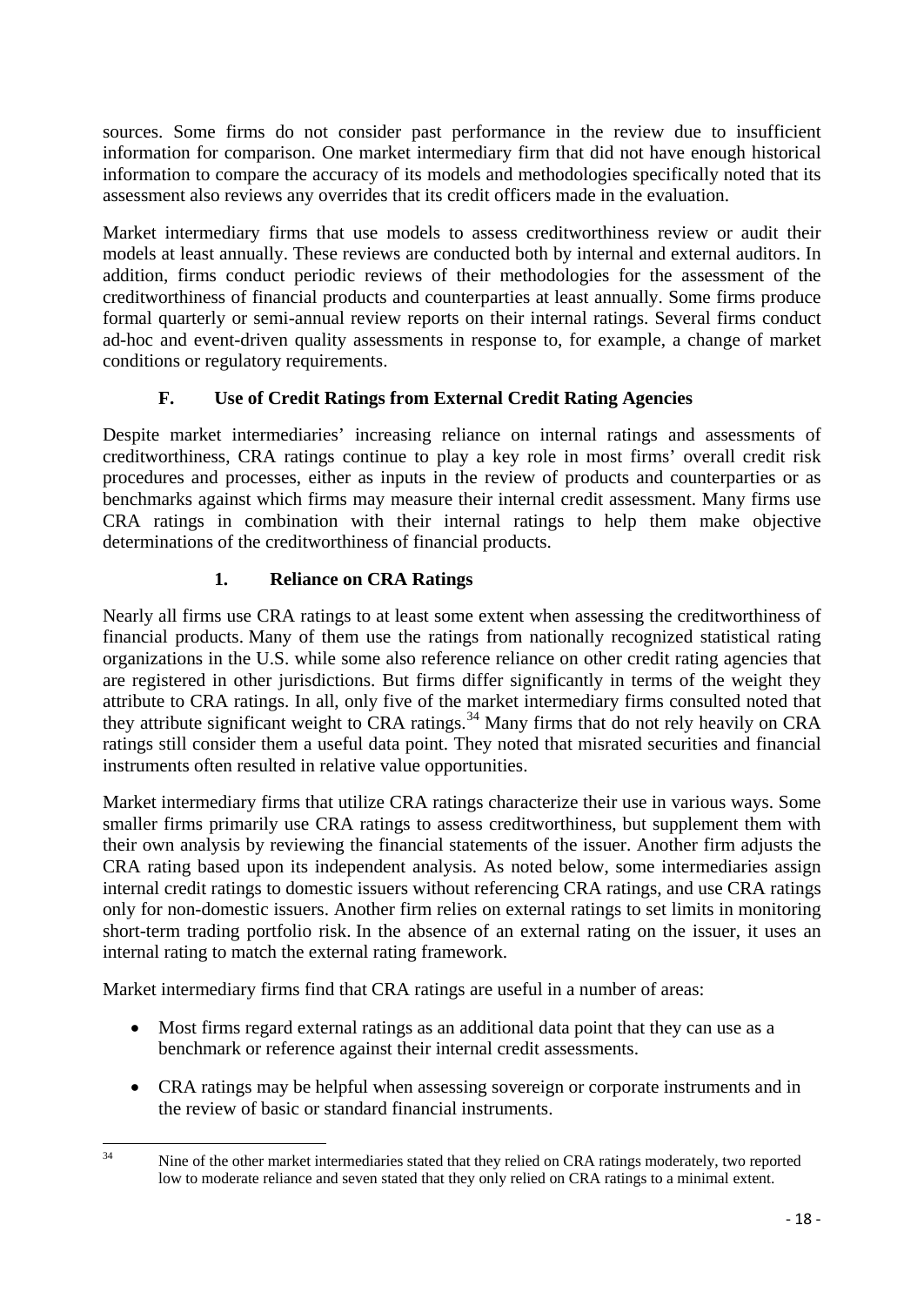sources. Some firms do not consider past performance in the review due to insufficient information for comparison. One market intermediary firm that did not have enough historical information to compare the accuracy of its models and methodologies specifically noted that its assessment also reviews any overrides that its credit officers made in the evaluation.

Market intermediary firms that use models to assess creditworthiness review or audit their models at least annually. These reviews are conducted both by internal and external auditors. In addition, firms conduct periodic reviews of their methodologies for the assessment of the creditworthiness of financial products and counterparties at least annually. Some firms produce formal quarterly or semi-annual review reports on their internal ratings. Several firms conduct ad-hoc and event-driven quality assessments in response to, for example, a change of market conditions or regulatory requirements.

## F. Use of Credit Ratings from External Credit Rating Agencies

Despite market intermediaries' increasing reliance on internal ratings and assessments of creditworthiness, CRA ratings continue to play a key role in most firms' overall credit risk procedures and processes, either as inputs in the review of products and counterparties or as benchmarks against which firms may measure their internal credit assessment. Many firms use CRA ratings in combination with their internal ratings to help them make objective determinations of the creditworthiness of financial products.

### 1. Reliance on CRA Ratings

Nearly all firms use CRA ratings to at least some extent when assessing the creditworthiness of financial products. Many of them use the ratings from nationally recognized statistical rating organizations in the U.S. while some also reference reliance on other credit rating agencies that are registered in other jurisdictions. But firms differ significantly in terms of the weight they attribute to CRA ratings. In all, only five of the market intermediary firms consulted noted that they attribute significant weight to CRA ratings.[34] Many firms that do not rely heavily on CRA ratings still consider them a useful data point. They noted that misrated securities and financial instruments often resulted in relative value opportunities.

Market intermediary firms that utilize CRA ratings characterize their use in various ways. Some smaller firms primarily use CRA ratings to assess creditworthiness, but supplement them with their own analysis by reviewing the financial statements of the issuer. Another firm adjusts the CRA rating based upon its independent analysis. As noted below, some intermediaries assign internal credit ratings to domestic issuers without referencing CRA ratings, and use CRA ratings only for non-domestic issuers. Another firm relies on external ratings to set limits in monitoring short-term trading portfolio risk. In the absence of an external rating on the issuer, it uses an internal rating to match the external rating framework.

Market intermediary firms find that CRA ratings are useful in a number of areas:

- Most firms regard external ratings as an additional data point that they can use as a benchmark or reference against their internal credit assessments.
- CRA ratings may be helpful when assessing sovereign or corporate instruments and in the review of basic or standard financial instruments.

[34] Nine of the other market intermediaries stated that they relied on CRA ratings moderately, two reported low to moderate reliance and seven stated that they only relied on CRA ratings to a minimal extent.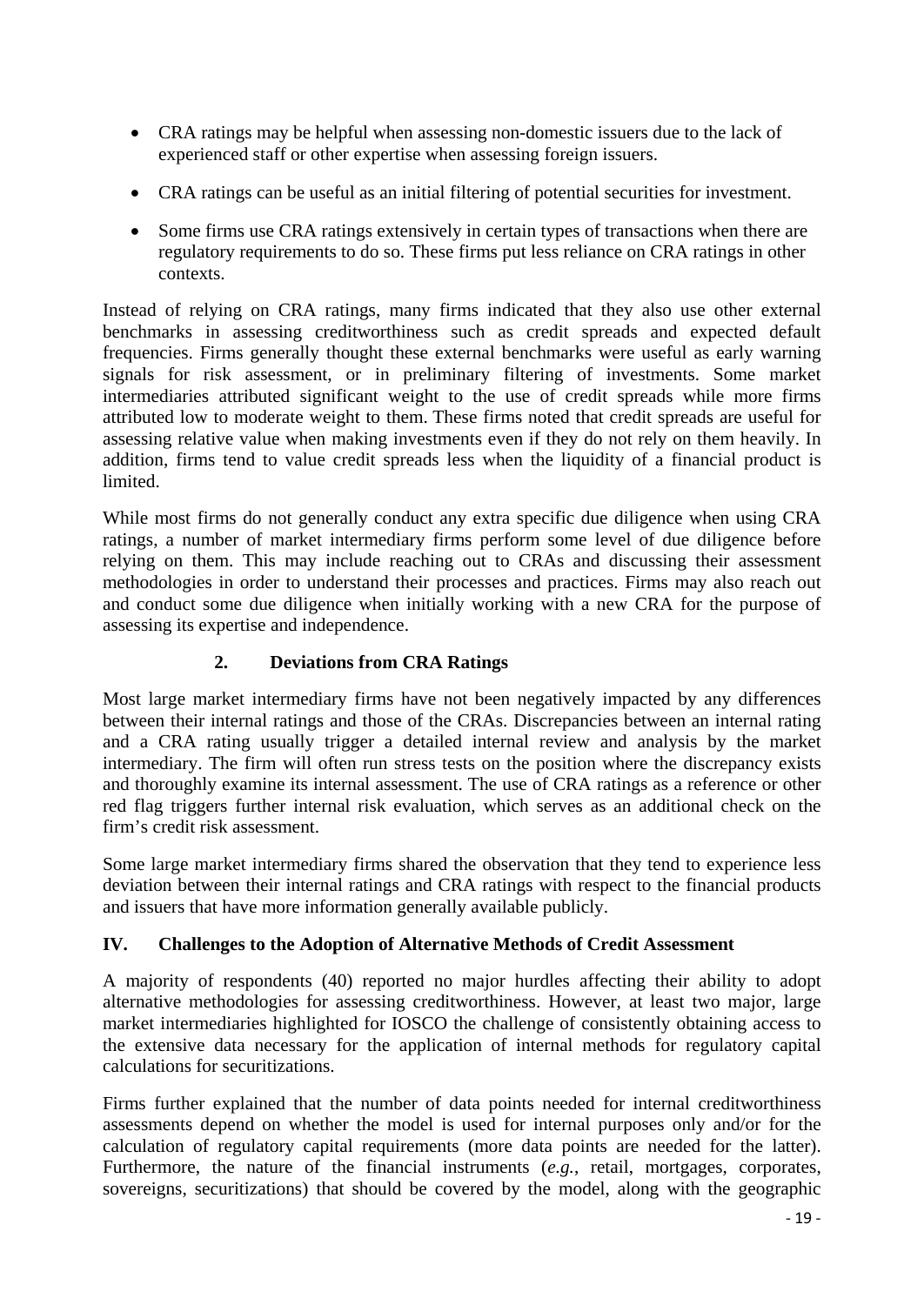- CRA ratings may be helpful when assessing non-domestic issuers due to the lack of experienced staff or other expertise when assessing foreign issuers.
- CRA ratings can be useful as an initial filtering of potential securities for investment.
- Some firms use CRA ratings extensively in certain types of transactions when there are regulatory requirements to do so. These firms put less reliance on CRA ratings in other contexts.

Instead of relying on CRA ratings, many firms indicated that they also use other external benchmarks in assessing creditworthiness such as credit spreads and expected default frequencies. Firms generally thought these external benchmarks were useful as early warning signals for risk assessment, or in preliminary filtering of investments. Some market intermediaries attributed significant weight to the use of credit spreads while more firms attributed low to moderate weight to them. These firms noted that credit spreads are useful for assessing relative value when making investments even if they do not rely on them heavily. In addition, firms tend to value credit spreads less when the liquidity of a financial product is limited.

While most firms do not generally conduct any extra specific due diligence when using CRA ratings, a number of market intermediary firms perform some level of due diligence before relying on them. This may include reaching out to CRAs and discussing their assessment methodologies in order to understand their processes and practices. Firms may also reach out and conduct some due diligence when initially working with a new CRA for the purpose of assessing its expertise and independence.

### 2. Deviations from CRA Ratings

Most large market intermediary firms have not been negatively impacted by any differences between their internal ratings and those of the CRAs. Discrepancies between an internal rating and a CRA rating usually trigger a detailed internal review and analysis by the market intermediary. The firm will often run stress tests on the position where the discrepancy exists and thoroughly examine its internal assessment. The use of CRA ratings as a reference or other red flag triggers further internal risk evaluation, which serves as an additional check on the firm's credit risk assessment.

Some large market intermediary firms shared the observation that they tend to experience less deviation between their internal ratings and CRA ratings with respect to the financial products and issuers that have more information generally available publicly.

## IV. Challenges to the Adoption of Alternative Methods of Credit Assessment

A majority of respondents (40) reported no major hurdles affecting their ability to adopt alternative methodologies for assessing creditworthiness. However, at least two major, large market intermediaries highlighted for IOSCO the challenge of consistently obtaining access to the extensive data necessary for the application of internal methods for regulatory capital calculations for securitizations.

Firms further explained that the number of data points needed for internal creditworthiness assessments depend on whether the model is used for internal purposes only and/or for the calculation of regulatory capital requirements (more data points are needed for the latter). Furthermore, the nature of the financial instruments (*e.g.*, retail, mortgages, corporates, sovereigns, securitizations) that should be covered by the model, along with the geographic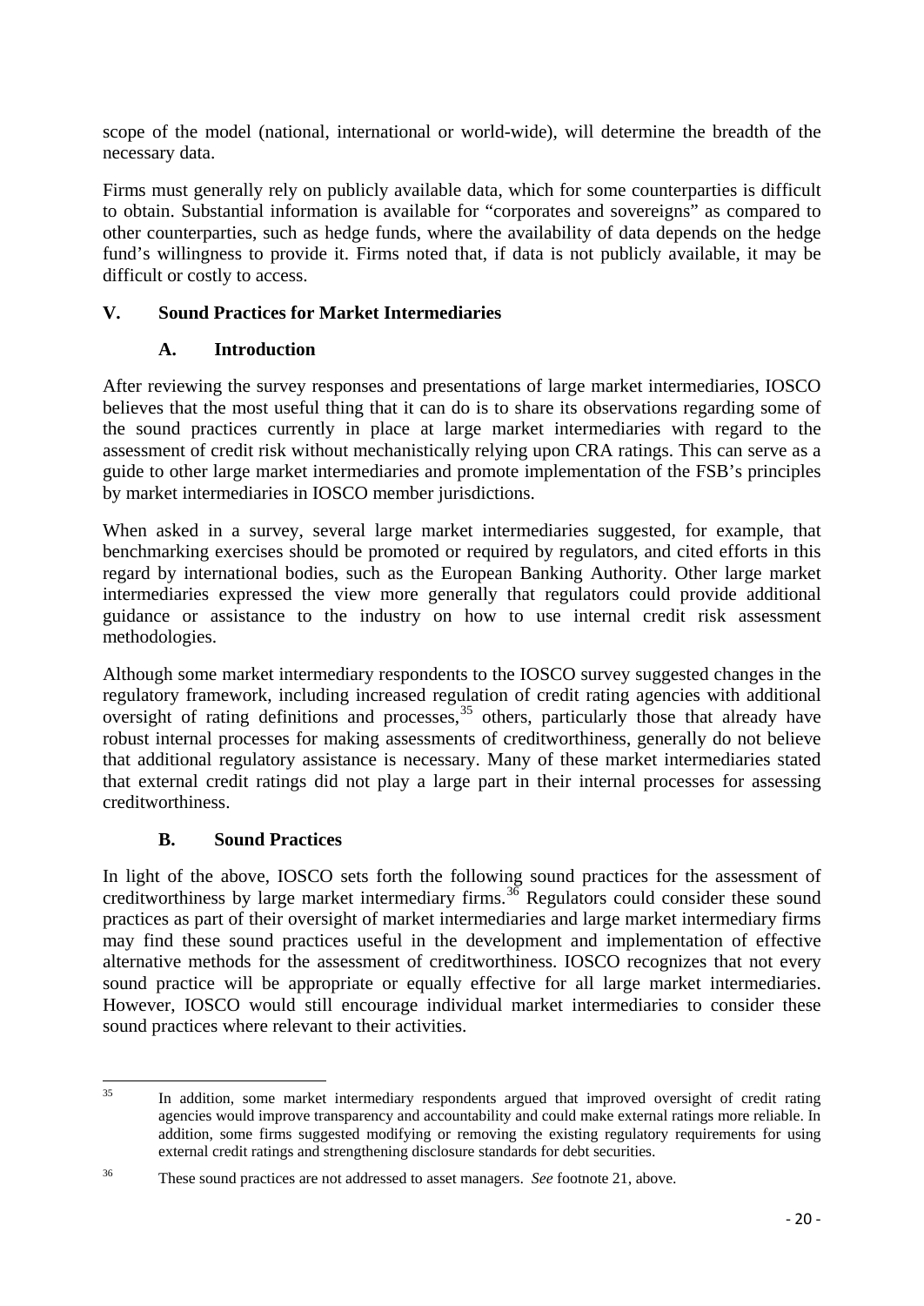scope of the model (national, international or world-wide), will determine the breadth of the necessary data.

Firms must generally rely on publicly available data, which for some counterparties is difficult to obtain. Substantial information is available for "corporates and sovereigns" as compared to other counterparties, such as hedge funds, where the availability of data depends on the hedge fund's willingness to provide it. Firms noted that, if data is not publicly available, it may be difficult or costly to access.

## V. Sound Practices for Market Intermediaries

### A. Introduction

After reviewing the survey responses and presentations of large market intermediaries, IOSCO believes that the most useful thing that it can do is to share its observations regarding some of the sound practices currently in place at large market intermediaries with regard to the assessment of credit risk without mechanistically relying upon CRA ratings. This can serve as a guide to other large market intermediaries and promote implementation of the FSB's principles by market intermediaries in IOSCO member jurisdictions.

When asked in a survey, several large market intermediaries suggested, for example, that benchmarking exercises should be promoted or required by regulators, and cited efforts in this regard by international bodies, such as the European Banking Authority. Other large market intermediaries expressed the view more generally that regulators could provide additional guidance or assistance to the industry on how to use internal credit risk assessment methodologies.

Although some market intermediary respondents to the IOSCO survey suggested changes in the regulatory framework, including increased regulation of credit rating agencies with additional oversight of rating definitions and processes,[35] others, particularly those that already have robust internal processes for making assessments of creditworthiness, generally do not believe that additional regulatory assistance is necessary. Many of these market intermediaries stated that external credit ratings did not play a large part in their internal processes for assessing creditworthiness.

### B. Sound Practices

In light of the above, IOSCO sets forth the following sound practices for the assessment of creditworthiness by large market intermediary firms.[36] Regulators could consider these sound practices as part of their oversight of market intermediaries and large market intermediary firms may find these sound practices useful in the development and implementation of effective alternative methods for the assessment of creditworthiness. IOSCO recognizes that not every sound practice will be appropriate or equally effective for all large market intermediaries. However, IOSCO would still encourage individual market intermediaries to consider these sound practices where relevant to their activities.

---

[35] In addition, some market intermediary respondents argued that improved oversight of credit rating agencies would improve transparency and accountability and could make external ratings more reliable. In addition, some firms suggested modifying or removing the existing regulatory requirements for using external credit ratings and strengthening disclosure standards for debt securities.

[36] These sound practices are not addressed to asset managers. *See* footnote 21, above.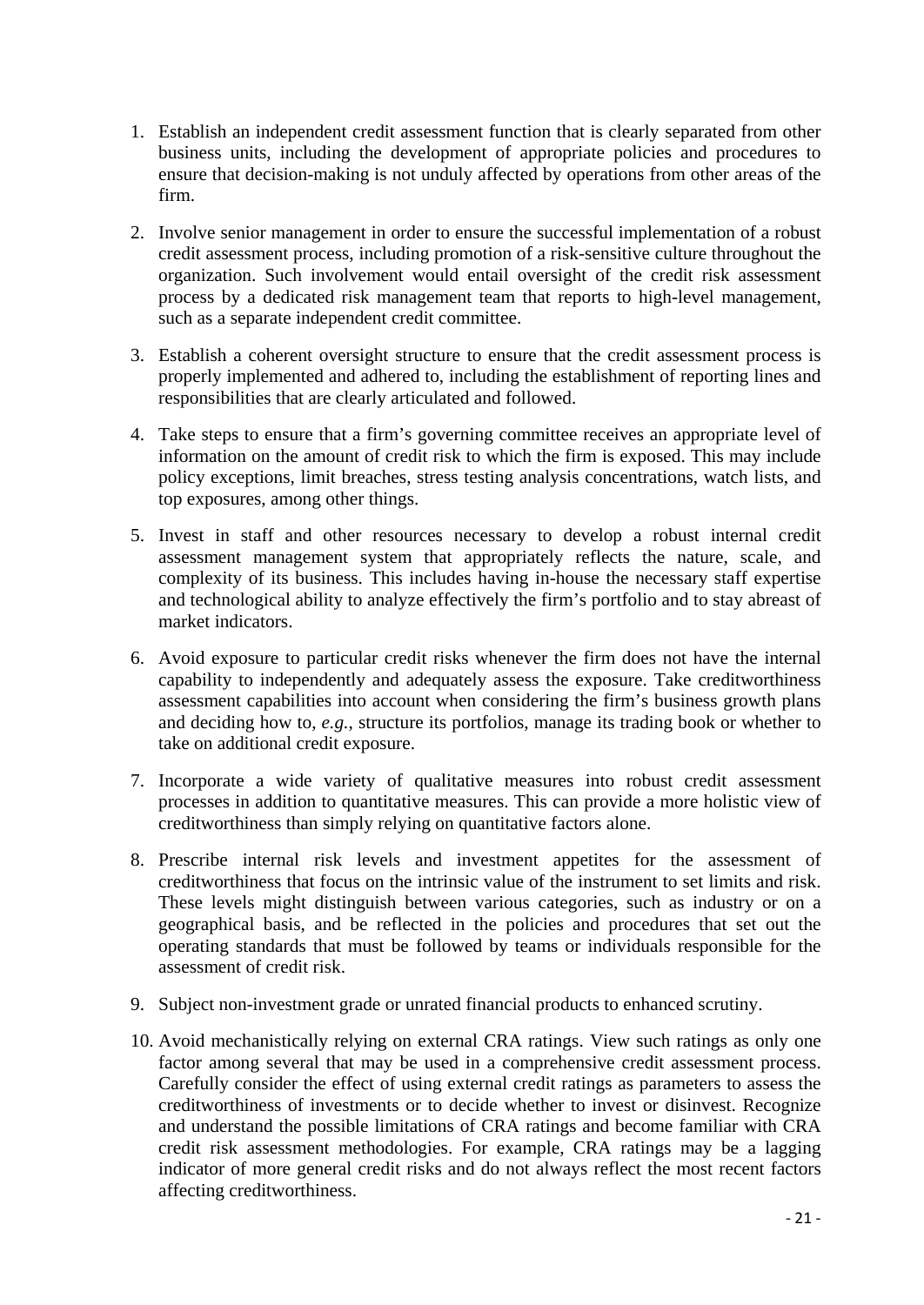1. Establish an independent credit assessment function that is clearly separated from other business units, including the development of appropriate policies and procedures to ensure that decision-making is not unduly affected by operations from other areas of the firm.

2. Involve senior management in order to ensure the successful implementation of a robust credit assessment process, including promotion of a risk-sensitive culture throughout the organization. Such involvement would entail oversight of the credit risk assessment process by a dedicated risk management team that reports to high-level management, such as a separate independent credit committee.

3. Establish a coherent oversight structure to ensure that the credit assessment process is properly implemented and adhered to, including the establishment of reporting lines and responsibilities that are clearly articulated and followed.

4. Take steps to ensure that a firm's governing committee receives an appropriate level of information on the amount of credit risk to which the firm is exposed. This may include policy exceptions, limit breaches, stress testing analysis concentrations, watch lists, and top exposures, among other things.

5. Invest in staff and other resources necessary to develop a robust internal credit assessment management system that appropriately reflects the nature, scale, and complexity of its business. This includes having in-house the necessary staff expertise and technological ability to analyze effectively the firm's portfolio and to stay abreast of market indicators.

6. Avoid exposure to particular credit risks whenever the firm does not have the internal capability to independently and adequately assess the exposure. Take creditworthiness assessment capabilities into account when considering the firm's business growth plans and deciding how to, *e.g.*, structure its portfolios, manage its trading book or whether to take on additional credit exposure.

7. Incorporate a wide variety of qualitative measures into robust credit assessment processes in addition to quantitative measures. This can provide a more holistic view of creditworthiness than simply relying on quantitative factors alone.

8. Prescribe internal risk levels and investment appetites for the assessment of creditworthiness that focus on the intrinsic value of the instrument to set limits and risk. These levels might distinguish between various categories, such as industry or on a geographical basis, and be reflected in the policies and procedures that set out the operating standards that must be followed by teams or individuals responsible for the assessment of credit risk.

9. Subject non-investment grade or unrated financial products to enhanced scrutiny.

10. Avoid mechanistically relying on external CRA ratings. View such ratings as only one factor among several that may be used in a comprehensive credit assessment process. Carefully consider the effect of using external credit ratings as parameters to assess the creditworthiness of investments or to decide whether to invest or disinvest. Recognize and understand the possible limitations of CRA ratings and become familiar with CRA credit risk assessment methodologies. For example, CRA ratings may be a lagging indicator of more general credit risks and do not always reflect the most recent factors affecting creditworthiness.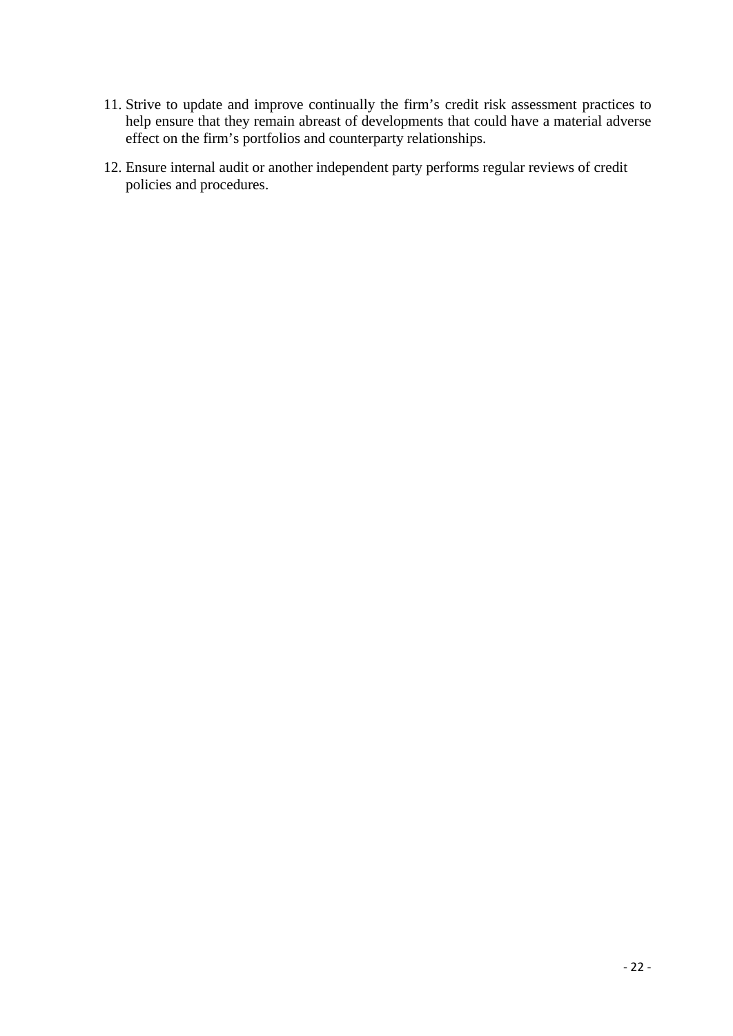11. Strive to update and improve continually the firm's credit risk assessment practices to help ensure that they remain abreast of developments that could have a material adverse effect on the firm's portfolios and counterparty relationships.

12. Ensure internal audit or another independent party performs regular reviews of credit policies and procedures.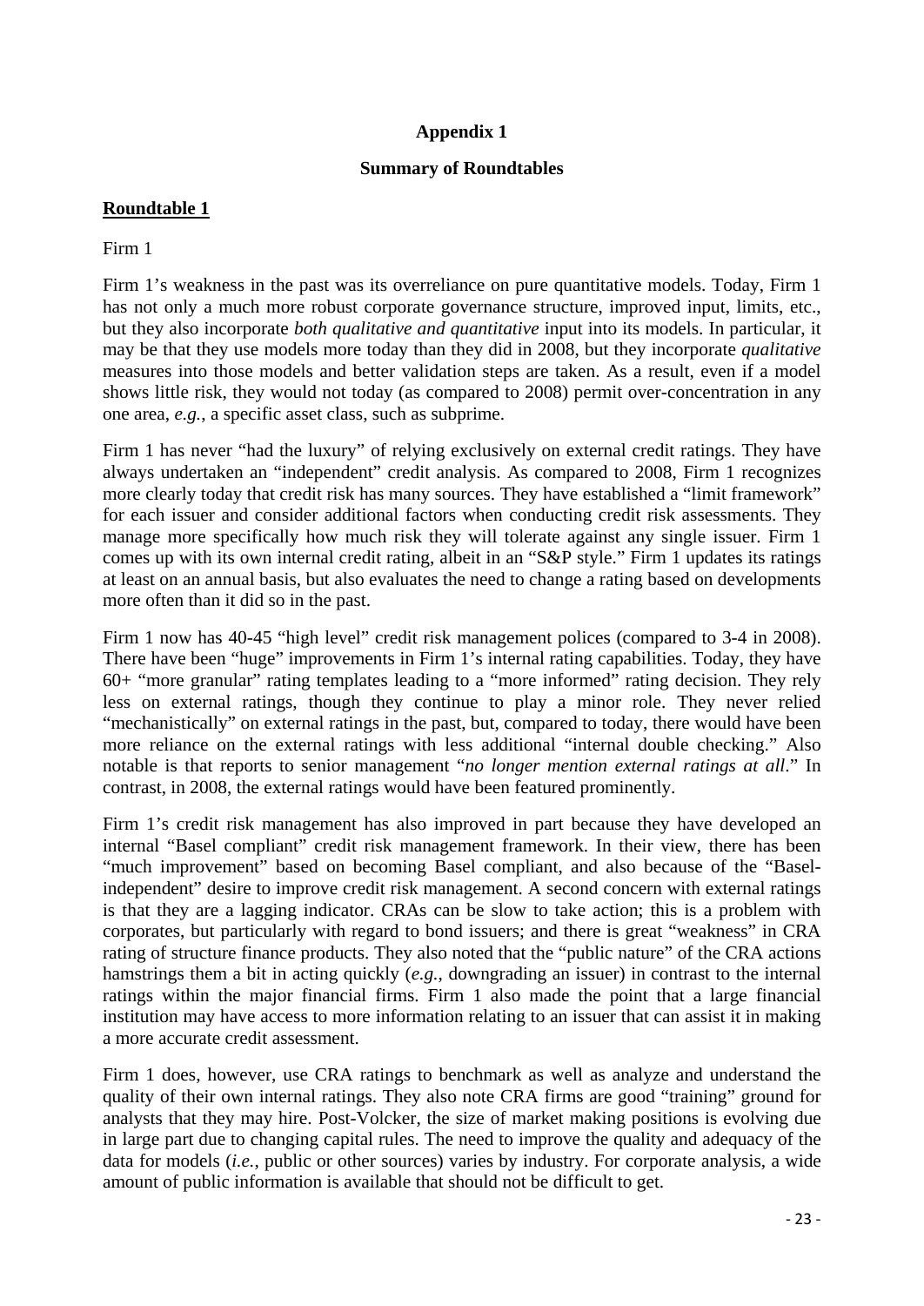**Appendix 1**

**Summary of Roundtables**

**Roundtable 1**

Firm 1

Firm 1's weakness in the past was its overreliance on pure quantitative models. Today, Firm 1 has not only a much more robust corporate governance structure, improved input, limits, etc., but they also incorporate *both qualitative and quantitative* input into its models. In particular, it may be that they use models more today than they did in 2008, but they incorporate *qualitative* measures into those models and better validation steps are taken. As a result, even if a model shows little risk, they would not today (as compared to 2008) permit over-concentration in any one area, *e.g.*, a specific asset class, such as subprime.

Firm 1 has never "had the luxury" of relying exclusively on external credit ratings. They have always undertaken an "independent" credit analysis. As compared to 2008, Firm 1 recognizes more clearly today that credit risk has many sources. They have established a "limit framework" for each issuer and consider additional factors when conducting credit risk assessments. They manage more specifically how much risk they will tolerate against any single issuer. Firm 1 comes up with its own internal credit rating, albeit in an "S&P style." Firm 1 updates its ratings at least on an annual basis, but also evaluates the need to change a rating based on developments more often than it did so in the past.

Firm 1 now has 40-45 "high level" credit risk management polices (compared to 3-4 in 2008). There have been "huge" improvements in Firm 1's internal rating capabilities. Today, they have 60+ "more granular" rating templates leading to a "more informed" rating decision. They rely less on external ratings, though they continue to play a minor role. They never relied "mechanistically" on external ratings in the past, but, compared to today, there would have been more reliance on the external ratings with less additional "internal double checking." Also notable is that reports to senior management "*no longer mention external ratings at all*." In contrast, in 2008, the external ratings would have been featured prominently.

Firm 1's credit risk management has also improved in part because they have developed an internal "Basel compliant" credit risk management framework. In their view, there has been "much improvement" based on becoming Basel compliant, and also because of the "Basel-independent" desire to improve credit risk management. A second concern with external ratings is that they are a lagging indicator. CRAs can be slow to take action; this is a problem with corporates, but particularly with regard to bond issuers; and there is great "weakness" in CRA rating of structure finance products. They also noted that the "public nature" of the CRA actions hamstrings them a bit in acting quickly (*e.g.*, downgrading an issuer) in contrast to the internal ratings within the major financial firms. Firm 1 also made the point that a large financial institution may have access to more information relating to an issuer that can assist it in making a more accurate credit assessment.

Firm 1 does, however, use CRA ratings to benchmark as well as analyze and understand the quality of their own internal ratings. They also note CRA firms are good "training" ground for analysts that they may hire. Post-Volcker, the size of market making positions is evolving due in large part due to changing capital rules. The need to improve the quality and adequacy of the data for models (*i.e.*, public or other sources) varies by industry. For corporate analysis, a wide amount of public information is available that should not be difficult to get.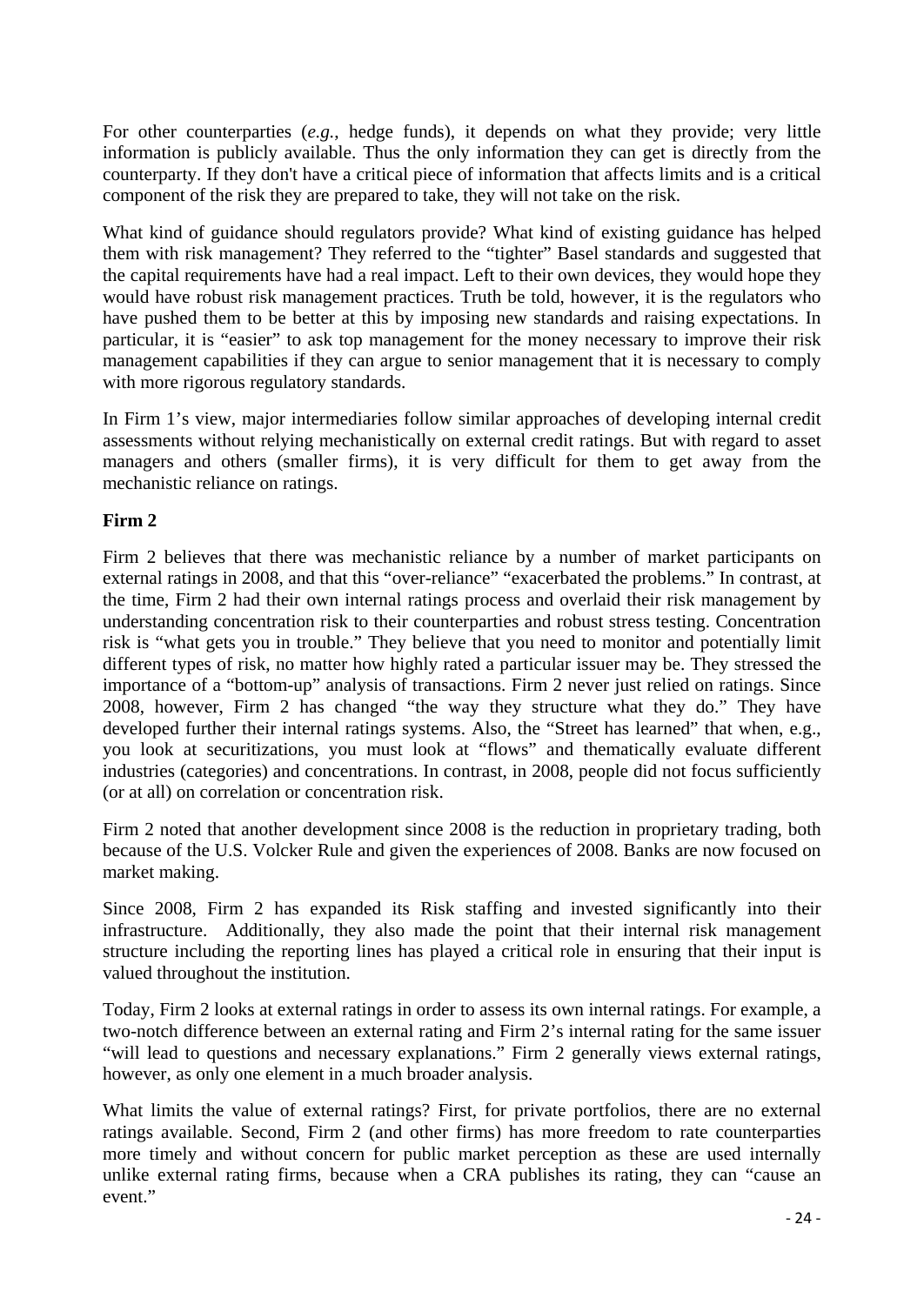For other counterparties (*e.g.*, hedge funds), it depends on what they provide; very little information is publicly available. Thus the only information they can get is directly from the counterparty. If they don't have a critical piece of information that affects limits and is a critical component of the risk they are prepared to take, they will not take on the risk.

What kind of guidance should regulators provide? What kind of existing guidance has helped them with risk management? They referred to the "tighter" Basel standards and suggested that the capital requirements have had a real impact. Left to their own devices, they would hope they would have robust risk management practices. Truth be told, however, it is the regulators who have pushed them to be better at this by imposing new standards and raising expectations. In particular, it is "easier" to ask top management for the money necessary to improve their risk management capabilities if they can argue to senior management that it is necessary to comply with more rigorous regulatory standards.

In Firm 1's view, major intermediaries follow similar approaches of developing internal credit assessments without relying mechanistically on external credit ratings. But with regard to asset managers and others (smaller firms), it is very difficult for them to get away from the mechanistic reliance on ratings.

**Firm 2**

Firm 2 believes that there was mechanistic reliance by a number of market participants on external ratings in 2008, and that this "over-reliance" "exacerbated the problems." In contrast, at the time, Firm 2 had their own internal ratings process and overlaid their risk management by understanding concentration risk to their counterparties and robust stress testing. Concentration risk is "what gets you in trouble." They believe that you need to monitor and potentially limit different types of risk, no matter how highly rated a particular issuer may be. They stressed the importance of a "bottom-up" analysis of transactions. Firm 2 never just relied on ratings. Since 2008, however, Firm 2 has changed "the way they structure what they do." They have developed further their internal ratings systems. Also, the "Street has learned" that when, e.g., you look at securitizations, you must look at "flows" and thematically evaluate different industries (categories) and concentrations. In contrast, in 2008, people did not focus sufficiently (or at all) on correlation or concentration risk.

Firm 2 noted that another development since 2008 is the reduction in proprietary trading, both because of the U.S. Volcker Rule and given the experiences of 2008. Banks are now focused on market making.

Since 2008, Firm 2 has expanded its Risk staffing and invested significantly into their infrastructure. Additionally, they also made the point that their internal risk management structure including the reporting lines has played a critical role in ensuring that their input is valued throughout the institution.

Today, Firm 2 looks at external ratings in order to assess its own internal ratings. For example, a two-notch difference between an external rating and Firm 2's internal rating for the same issuer "will lead to questions and necessary explanations." Firm 2 generally views external ratings, however, as only one element in a much broader analysis.

What limits the value of external ratings? First, for private portfolios, there are no external ratings available. Second, Firm 2 (and other firms) has more freedom to rate counterparties more timely and without concern for public market perception as these are used internally unlike external rating firms, because when a CRA publishes its rating, they can "cause an event."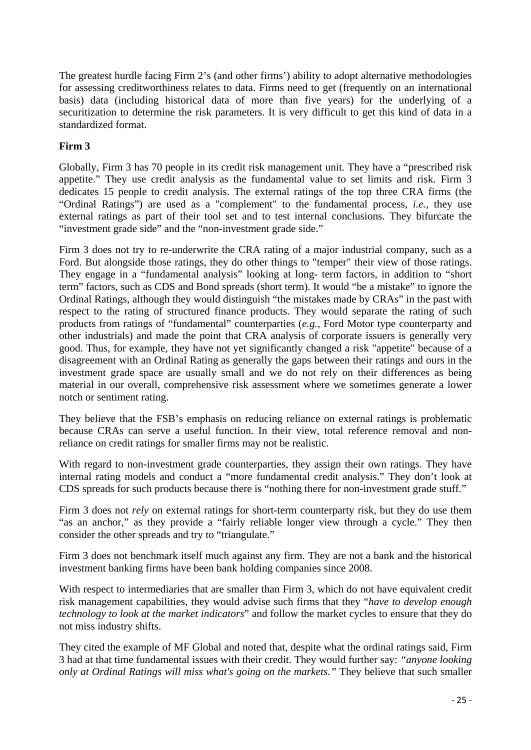The greatest hurdle facing Firm 2's (and other firms') ability to adopt alternative methodologies for assessing creditworthiness relates to data. Firms need to get (frequently on an international basis) data (including historical data of more than five years) for the underlying of a securitization to determine the risk parameters. It is very difficult to get this kind of data in a standardized format.

**Firm 3**

Globally, Firm 3 has 70 people in its credit risk management unit. They have a "prescribed risk appetite." They use credit analysis as the fundamental value to set limits and risk. Firm 3 dedicates 15 people to credit analysis. The external ratings of the top three CRA firms (the "Ordinal Ratings") are used as a "complement" to the fundamental process, *i.e.*, they use external ratings as part of their tool set and to test internal conclusions. They bifurcate the "investment grade side" and the "non-investment grade side."

Firm 3 does not try to re-underwrite the CRA rating of a major industrial company, such as a Ford. But alongside those ratings, they do other things to "temper" their view of those ratings. They engage in a "fundamental analysis" looking at long- term factors, in addition to "short term" factors, such as CDS and Bond spreads (short term). It would "be a mistake" to ignore the Ordinal Ratings, although they would distinguish "the mistakes made by CRAs" in the past with respect to the rating of structured finance products. They would separate the rating of such products from ratings of "fundamental" counterparties (*e.g.*, Ford Motor type counterparty and other industrials) and made the point that CRA analysis of corporate issuers is generally very good. Thus, for example, they have not yet significantly changed a risk "appetite" because of a disagreement with an Ordinal Rating as generally the gaps between their ratings and ours in the investment grade space are usually small and we do not rely on their differences as being material in our overall, comprehensive risk assessment where we sometimes generate a lower notch or sentiment rating.

They believe that the FSB's emphasis on reducing reliance on external ratings is problematic because CRAs can serve a useful function. In their view, total reference removal and non-reliance on credit ratings for smaller firms may not be realistic.

With regard to non-investment grade counterparties, they assign their own ratings. They have internal rating models and conduct a "more fundamental credit analysis." They don't look at CDS spreads for such products because there is "nothing there for non-investment grade stuff."

Firm 3 does not *rely* on external ratings for short-term counterparty risk, but they do use them "as an anchor," as they provide a "fairly reliable longer view through a cycle." They then consider the other spreads and try to "triangulate."

Firm 3 does not benchmark itself much against any firm. They are not a bank and the historical investment banking firms have been bank holding companies since 2008.

With respect to intermediaries that are smaller than Firm 3, which do not have equivalent credit risk management capabilities, they would advise such firms that they "*have to develop enough technology to look at the market indicators*" and follow the market cycles to ensure that they do not miss industry shifts.

They cited the example of MF Global and noted that, despite what the ordinal ratings said, Firm 3 had at that time fundamental issues with their credit. They would further say: *"anyone looking only at Ordinal Ratings will miss what's going on the markets."* They believe that such smaller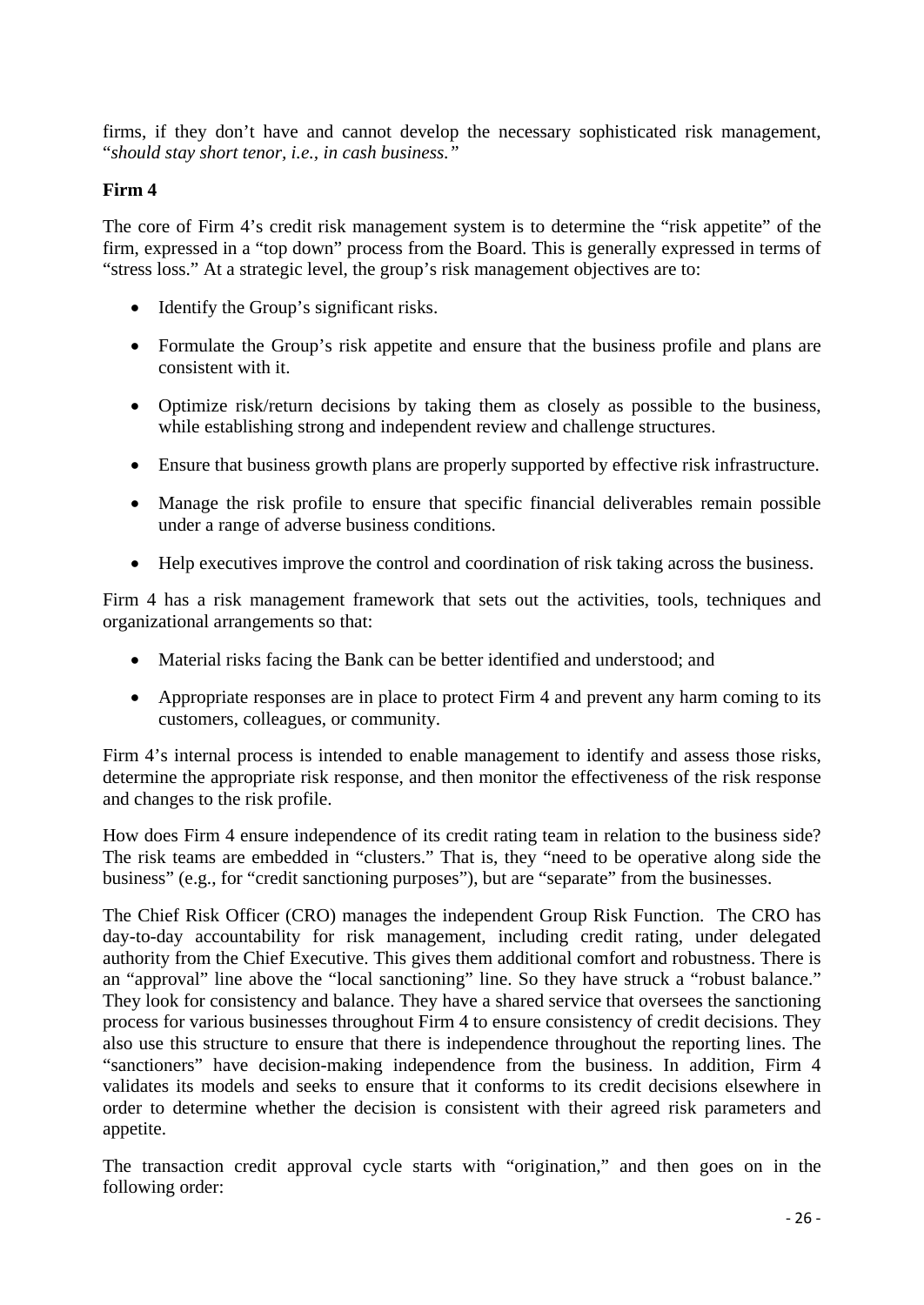firms, if they don't have and cannot develop the necessary sophisticated risk management, "*should stay short tenor, i.e., in cash business.*"

**Firm 4**

The core of Firm 4's credit risk management system is to determine the "risk appetite" of the firm, expressed in a "top down" process from the Board. This is generally expressed in terms of "stress loss." At a strategic level, the group's risk management objectives are to:

- Identify the Group's significant risks.
- Formulate the Group's risk appetite and ensure that the business profile and plans are consistent with it.
- Optimize risk/return decisions by taking them as closely as possible to the business, while establishing strong and independent review and challenge structures.
- Ensure that business growth plans are properly supported by effective risk infrastructure.
- Manage the risk profile to ensure that specific financial deliverables remain possible under a range of adverse business conditions.
- Help executives improve the control and coordination of risk taking across the business.

Firm 4 has a risk management framework that sets out the activities, tools, techniques and organizational arrangements so that:

- Material risks facing the Bank can be better identified and understood; and
- Appropriate responses are in place to protect Firm 4 and prevent any harm coming to its customers, colleagues, or community.

Firm 4's internal process is intended to enable management to identify and assess those risks, determine the appropriate risk response, and then monitor the effectiveness of the risk response and changes to the risk profile.

How does Firm 4 ensure independence of its credit rating team in relation to the business side? The risk teams are embedded in "clusters." That is, they "need to be operative along side the business" (e.g., for "credit sanctioning purposes"), but are "separate" from the businesses.

The Chief Risk Officer (CRO) manages the independent Group Risk Function. The CRO has day-to-day accountability for risk management, including credit rating, under delegated authority from the Chief Executive. This gives them additional comfort and robustness. There is an "approval" line above the "local sanctioning" line. So they have struck a "robust balance." They look for consistency and balance. They have a shared service that oversees the sanctioning process for various businesses throughout Firm 4 to ensure consistency of credit decisions. They also use this structure to ensure that there is independence throughout the reporting lines. The "sanctioners" have decision-making independence from the business. In addition, Firm 4 validates its models and seeks to ensure that it conforms to its credit decisions elsewhere in order to determine whether the decision is consistent with their agreed risk parameters and appetite.

The transaction credit approval cycle starts with "origination," and then goes on in the following order: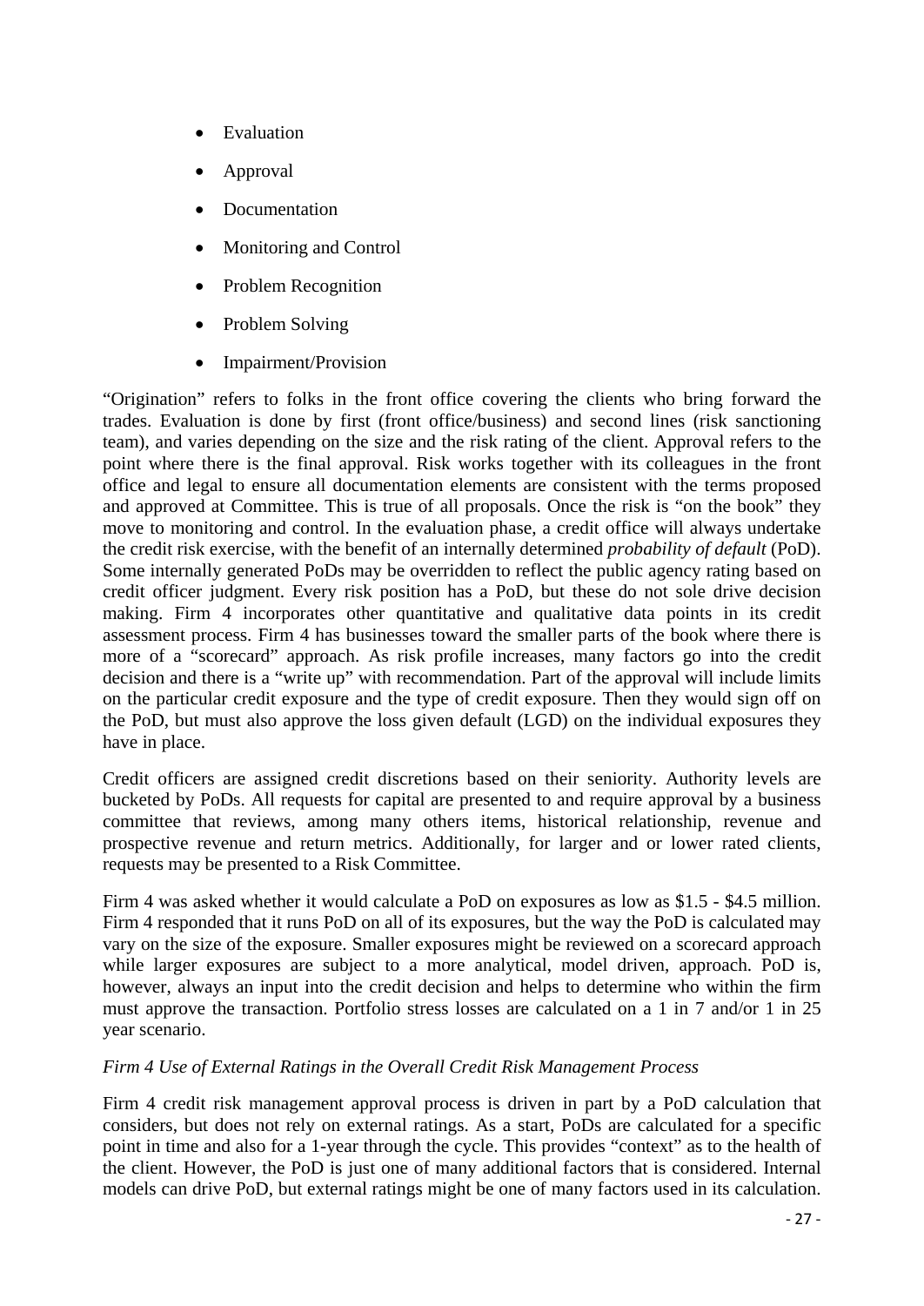- Evaluation
- Approval
- Documentation
- Monitoring and Control
- Problem Recognition
- Problem Solving
- Impairment/Provision

"Origination" refers to folks in the front office covering the clients who bring forward the trades. Evaluation is done by first (front office/business) and second lines (risk sanctioning team), and varies depending on the size and the risk rating of the client. Approval refers to the point where there is the final approval. Risk works together with its colleagues in the front office and legal to ensure all documentation elements are consistent with the terms proposed and approved at Committee. This is true of all proposals. Once the risk is "on the book" they move to monitoring and control. In the evaluation phase, a credit office will always undertake the credit risk exercise, with the benefit of an internally determined *probability of default* (PoD). Some internally generated PoDs may be overridden to reflect the public agency rating based on credit officer judgment. Every risk position has a PoD, but these do not sole drive decision making. Firm 4 incorporates other quantitative and qualitative data points in its credit assessment process. Firm 4 has businesses toward the smaller parts of the book where there is more of a "scorecard" approach. As risk profile increases, many factors go into the credit decision and there is a "write up" with recommendation. Part of the approval will include limits on the particular credit exposure and the type of credit exposure. Then they would sign off on the PoD, but must also approve the loss given default (LGD) on the individual exposures they have in place.

Credit officers are assigned credit discretions based on their seniority. Authority levels are bucketed by PoDs. All requests for capital are presented to and require approval by a business committee that reviews, among many others items, historical relationship, revenue and prospective revenue and return metrics. Additionally, for larger and or lower rated clients, requests may be presented to a Risk Committee.

Firm 4 was asked whether it would calculate a PoD on exposures as low as $1.5 - $4.5 million. Firm 4 responded that it runs PoD on all of its exposures, but the way the PoD is calculated may vary on the size of the exposure. Smaller exposures might be reviewed on a scorecard approach while larger exposures are subject to a more analytical, model driven, approach. PoD is, however, always an input into the credit decision and helps to determine who within the firm must approve the transaction. Portfolio stress losses are calculated on a 1 in 7 and/or 1 in 25 year scenario.

*Firm 4 Use of External Ratings in the Overall Credit Risk Management Process*

Firm 4 credit risk management approval process is driven in part by a PoD calculation that considers, but does not rely on external ratings. As a start, PoDs are calculated for a specific point in time and also for a 1-year through the cycle. This provides "context" as to the health of the client. However, the PoD is just one of many additional factors that is considered. Internal models can drive PoD, but external ratings might be one of many factors used in its calculation.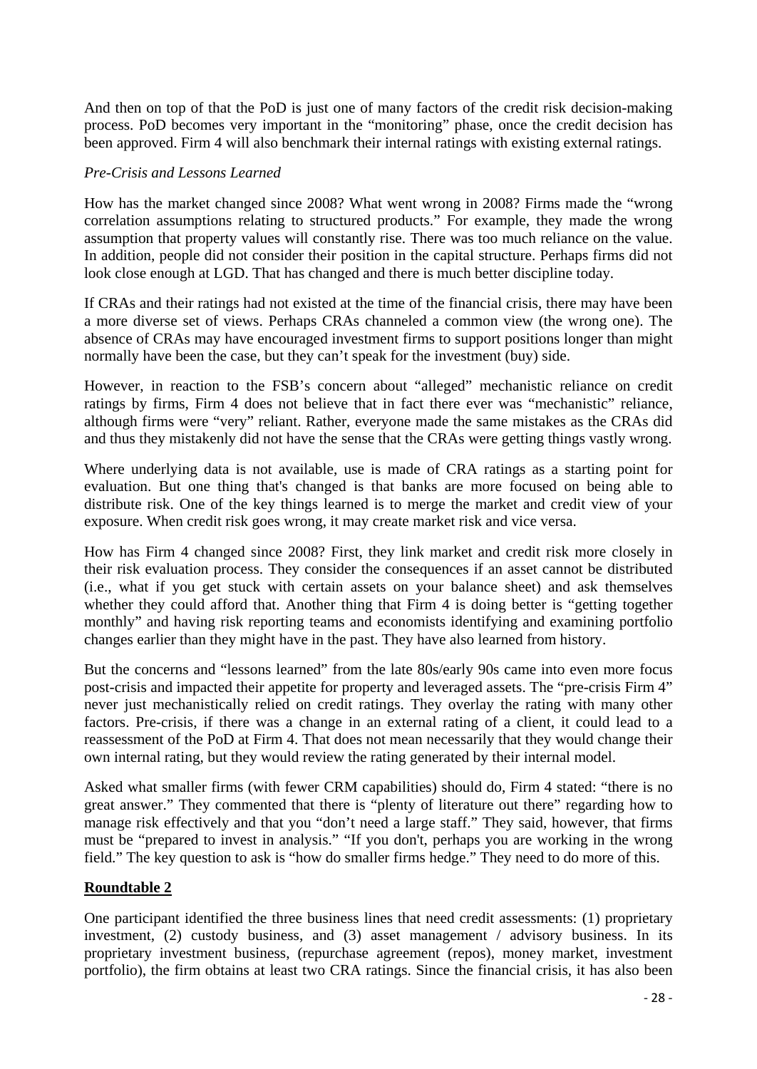And then on top of that the PoD is just one of many factors of the credit risk decision-making process. PoD becomes very important in the "monitoring" phase, once the credit decision has been approved. Firm 4 will also benchmark their internal ratings with existing external ratings.

*Pre-Crisis and Lessons Learned*

How has the market changed since 2008? What went wrong in 2008? Firms made the "wrong correlation assumptions relating to structured products." For example, they made the wrong assumption that property values will constantly rise. There was too much reliance on the value. In addition, people did not consider their position in the capital structure. Perhaps firms did not look close enough at LGD. That has changed and there is much better discipline today.

If CRAs and their ratings had not existed at the time of the financial crisis, there may have been a more diverse set of views. Perhaps CRAs channeled a common view (the wrong one). The absence of CRAs may have encouraged investment firms to support positions longer than might normally have been the case, but they can't speak for the investment (buy) side.

However, in reaction to the FSB's concern about "alleged" mechanistic reliance on credit ratings by firms, Firm 4 does not believe that in fact there ever was "mechanistic" reliance, although firms were "very" reliant. Rather, everyone made the same mistakes as the CRAs did and thus they mistakenly did not have the sense that the CRAs were getting things vastly wrong.

Where underlying data is not available, use is made of CRA ratings as a starting point for evaluation. But one thing that's changed is that banks are more focused on being able to distribute risk. One of the key things learned is to merge the market and credit view of your exposure. When credit risk goes wrong, it may create market risk and vice versa.

How has Firm 4 changed since 2008? First, they link market and credit risk more closely in their risk evaluation process. They consider the consequences if an asset cannot be distributed (i.e., what if you get stuck with certain assets on your balance sheet) and ask themselves whether they could afford that. Another thing that Firm 4 is doing better is "getting together monthly" and having risk reporting teams and economists identifying and examining portfolio changes earlier than they might have in the past. They have also learned from history.

But the concerns and "lessons learned" from the late 80s/early 90s came into even more focus post-crisis and impacted their appetite for property and leveraged assets. The "pre-crisis Firm 4" never just mechanistically relied on credit ratings. They overlay the rating with many other factors. Pre-crisis, if there was a change in an external rating of a client, it could lead to a reassessment of the PoD at Firm 4. That does not mean necessarily that they would change their own internal rating, but they would review the rating generated by their internal model.

Asked what smaller firms (with fewer CRM capabilities) should do, Firm 4 stated: "there is no great answer." They commented that there is "plenty of literature out there" regarding how to manage risk effectively and that you "don't need a large staff." They said, however, that firms must be "prepared to invest in analysis." "If you don't, perhaps you are working in the wrong field." The key question to ask is "how do smaller firms hedge." They need to do more of this.

**Roundtable 2**

One participant identified the three business lines that need credit assessments: (1) proprietary investment, (2) custody business, and (3) asset management / advisory business. In its proprietary investment business, (repurchase agreement (repos), money market, investment portfolio), the firm obtains at least two CRA ratings. Since the financial crisis, it has also been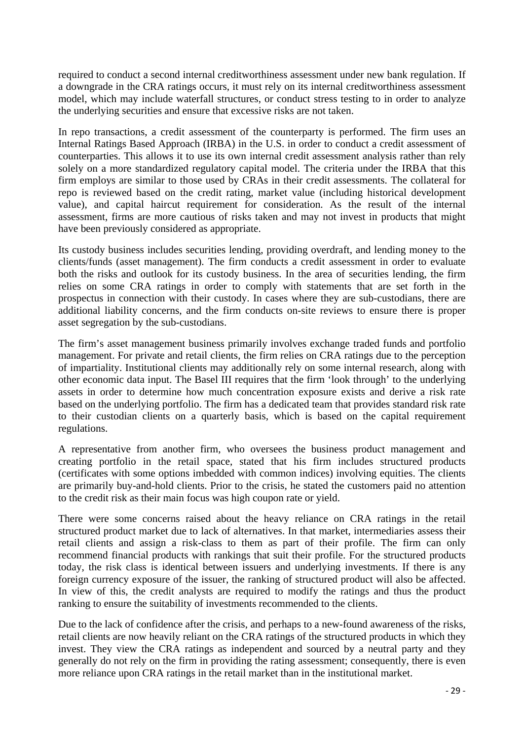required to conduct a second internal creditworthiness assessment under new bank regulation. If a downgrade in the CRA ratings occurs, it must rely on its internal creditworthiness assessment model, which may include waterfall structures, or conduct stress testing to in order to analyze the underlying securities and ensure that excessive risks are not taken.

In repo transactions, a credit assessment of the counterparty is performed. The firm uses an Internal Ratings Based Approach (IRBA) in the U.S. in order to conduct a credit assessment of counterparties. This allows it to use its own internal credit assessment analysis rather than rely solely on a more standardized regulatory capital model. The criteria under the IRBA that this firm employs are similar to those used by CRAs in their credit assessments. The collateral for repo is reviewed based on the credit rating, market value (including historical development value), and capital haircut requirement for consideration. As the result of the internal assessment, firms are more cautious of risks taken and may not invest in products that might have been previously considered as appropriate.

Its custody business includes securities lending, providing overdraft, and lending money to the clients/funds (asset management). The firm conducts a credit assessment in order to evaluate both the risks and outlook for its custody business. In the area of securities lending, the firm relies on some CRA ratings in order to comply with statements that are set forth in the prospectus in connection with their custody. In cases where they are sub-custodians, there are additional liability concerns, and the firm conducts on-site reviews to ensure there is proper asset segregation by the sub-custodians.

The firm's asset management business primarily involves exchange traded funds and portfolio management. For private and retail clients, the firm relies on CRA ratings due to the perception of impartiality. Institutional clients may additionally rely on some internal research, along with other economic data input. The Basel III requires that the firm 'look through' to the underlying assets in order to determine how much concentration exposure exists and derive a risk rate based on the underlying portfolio. The firm has a dedicated team that provides standard risk rate to their custodian clients on a quarterly basis, which is based on the capital requirement regulations.

A representative from another firm, who oversees the business product management and creating portfolio in the retail space, stated that his firm includes structured products (certificates with some options imbedded with common indices) involving equities. The clients are primarily buy-and-hold clients. Prior to the crisis, he stated the customers paid no attention to the credit risk as their main focus was high coupon rate or yield.

There were some concerns raised about the heavy reliance on CRA ratings in the retail structured product market due to lack of alternatives. In that market, intermediaries assess their retail clients and assign a risk-class to them as part of their profile. The firm can only recommend financial products with rankings that suit their profile. For the structured products today, the risk class is identical between issuers and underlying investments. If there is any foreign currency exposure of the issuer, the ranking of structured product will also be affected. In view of this, the credit analysts are required to modify the ratings and thus the product ranking to ensure the suitability of investments recommended to the clients.

Due to the lack of confidence after the crisis, and perhaps to a new-found awareness of the risks, retail clients are now heavily reliant on the CRA ratings of the structured products in which they invest. They view the CRA ratings as independent and sourced by a neutral party and they generally do not rely on the firm in providing the rating assessment; consequently, there is even more reliance upon CRA ratings in the retail market than in the institutional market.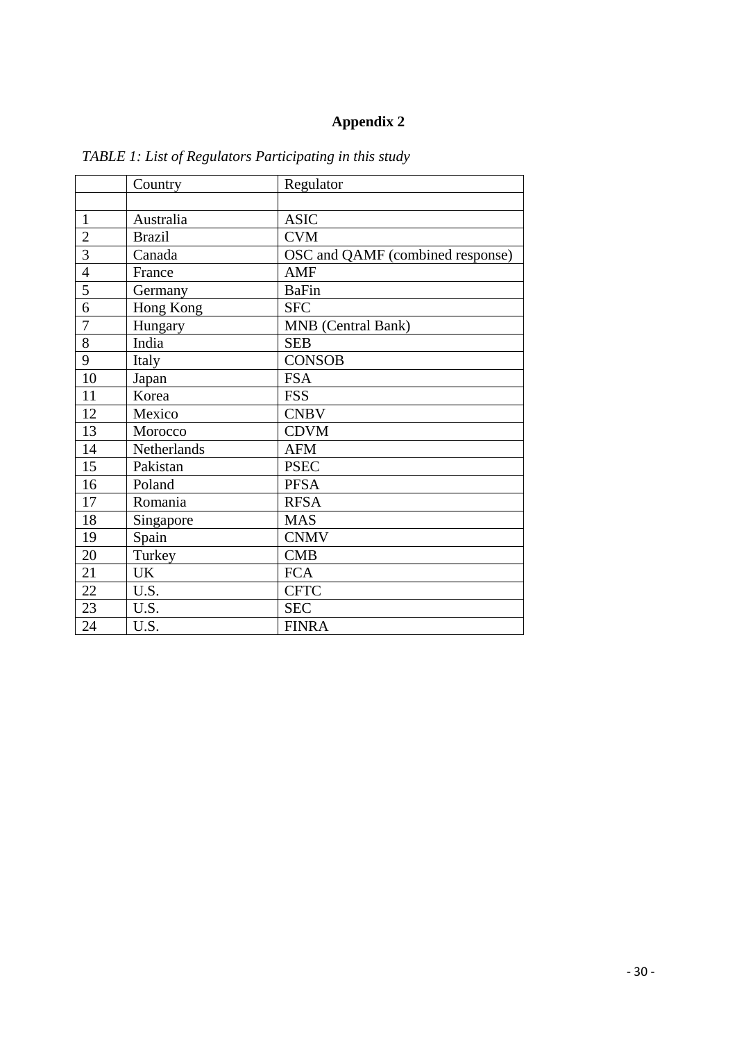# Appendix 2

*TABLE 1: List of Regulators Participating in this study*

| | Country | Regulator |
|---|---|---|
| | | |
| 1 | Australia | ASIC |
| 2 | Brazil | CVM |
| 3 | Canada | OSC and QAMF (combined response) |
| 4 | France | AMF |
| 5 | Germany | BaFin |
| 6 | Hong Kong | SFC |
| 7 | Hungary | MNB (Central Bank) |
| 8 | India | SEB |
| 9 | Italy | CONSOB |
| 10 | Japan | FSA |
| 11 | Korea | FSS |
| 12 | Mexico | CNBV |
| 13 | Morocco | CDVM |
| 14 | Netherlands | AFM |
| 15 | Pakistan | PSEC |
| 16 | Poland | PFSA |
| 17 | Romania | RFSA |
| 18 | Singapore | MAS |
| 19 | Spain | CNMV |
| 20 | Turkey | CMB |
| 21 | UK | FCA |
| 22 | U.S. | CFTC |
| 23 | U.S. | SEC |
| 24 | U.S. | FINRA |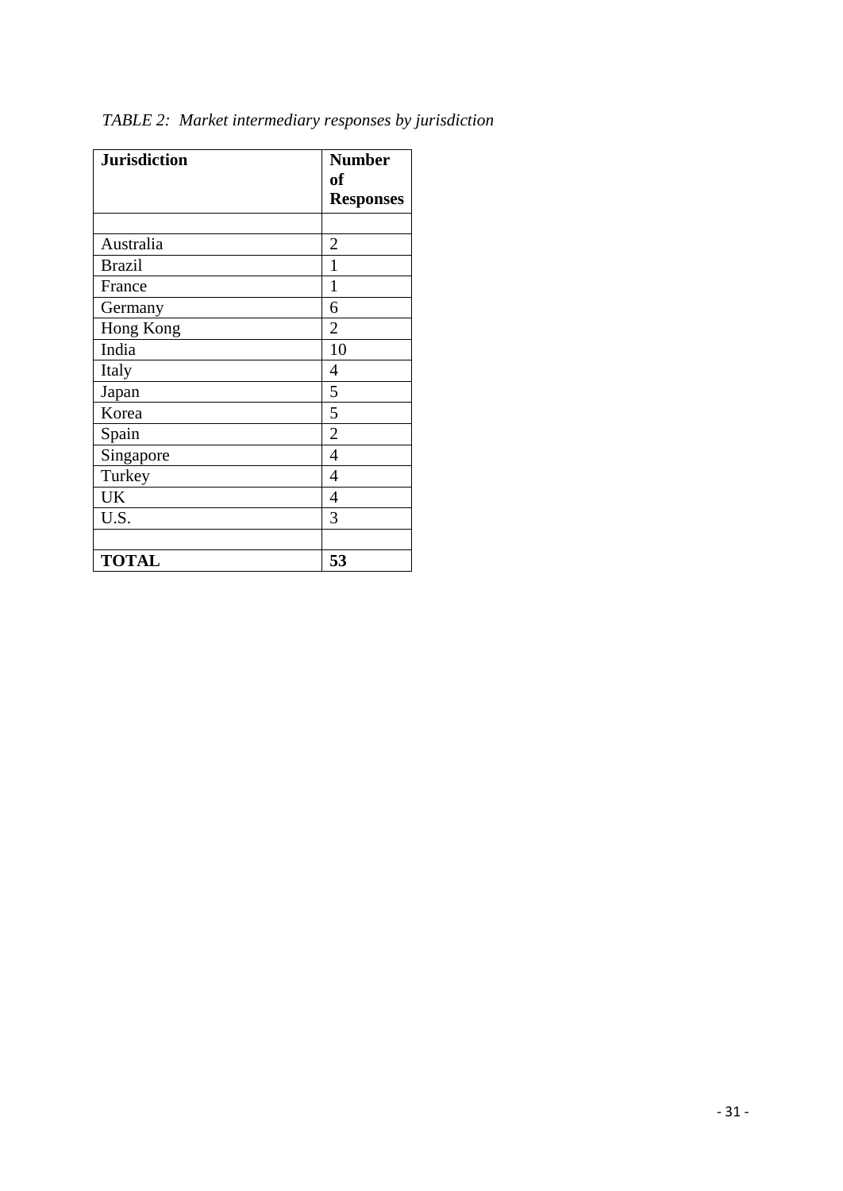*TABLE 2: Market intermediary responses by jurisdiction*

| **Jurisdiction** | **Number of Responses** |
|---|---|
| | |
| Australia | 2 |
| Brazil | 1 |
| France | 1 |
| Germany | 6 |
| Hong Kong | 2 |
| India | 10 |
| Italy | 4 |
| Japan | 5 |
| Korea | 5 |
| Spain | 2 |
| Singapore | 4 |
| Turkey | 4 |
| UK | 4 |
| U.S. | 3 |
| | |
| **TOTAL** | **53** |